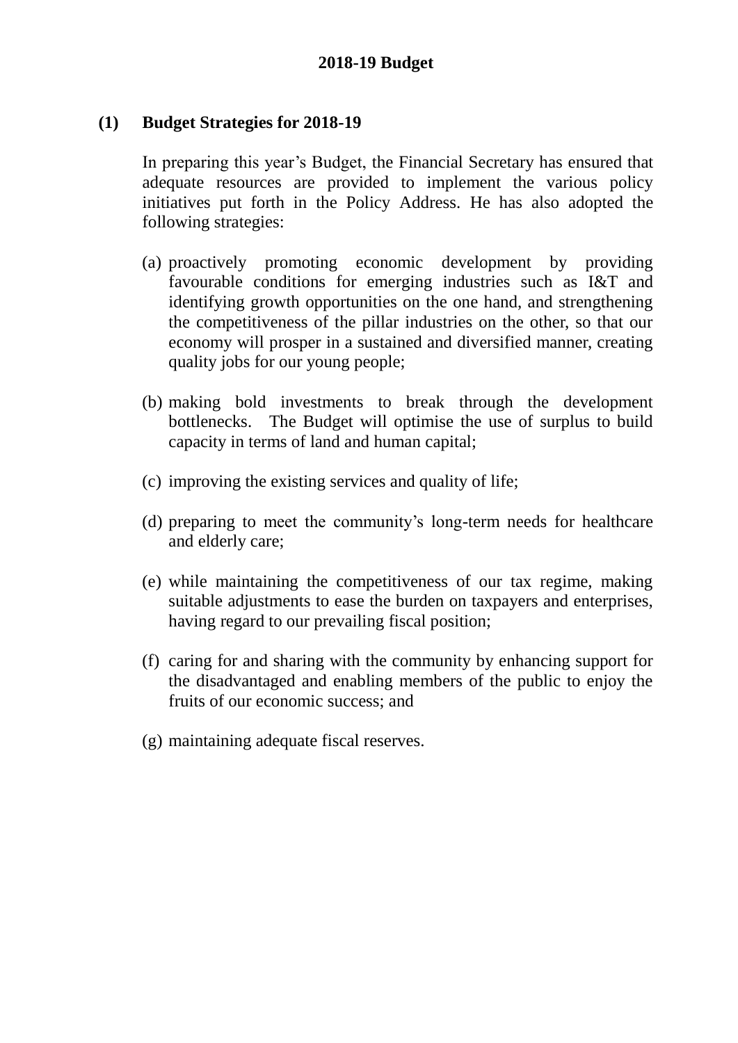# 2018-19 Budget

## (1) Budget Strategies for 2018-19

In preparing this year's Budget, the Financial Secretary has ensured that adequate resources are provided to implement the various policy initiatives put forth in the Policy Address. He has also adopted the following strategies:

(a) proactively promoting economic development by providing favourable conditions for emerging industries such as I&T and identifying growth opportunities on the one hand, and strengthening the competitiveness of the pillar industries on the other, so that our economy will prosper in a sustained and diversified manner, creating quality jobs for our young people;

(b) making bold investments to break through the development bottlenecks. The Budget will optimise the use of surplus to build capacity in terms of land and human capital;

(c) improving the existing services and quality of life;

(d) preparing to meet the community's long-term needs for healthcare and elderly care;

(e) while maintaining the competitiveness of our tax regime, making suitable adjustments to ease the burden on taxpayers and enterprises, having regard to our prevailing fiscal position;

(f) caring for and sharing with the community by enhancing support for the disadvantaged and enabling members of the public to enjoy the fruits of our economic success; and

(g) maintaining adequate fiscal reserves.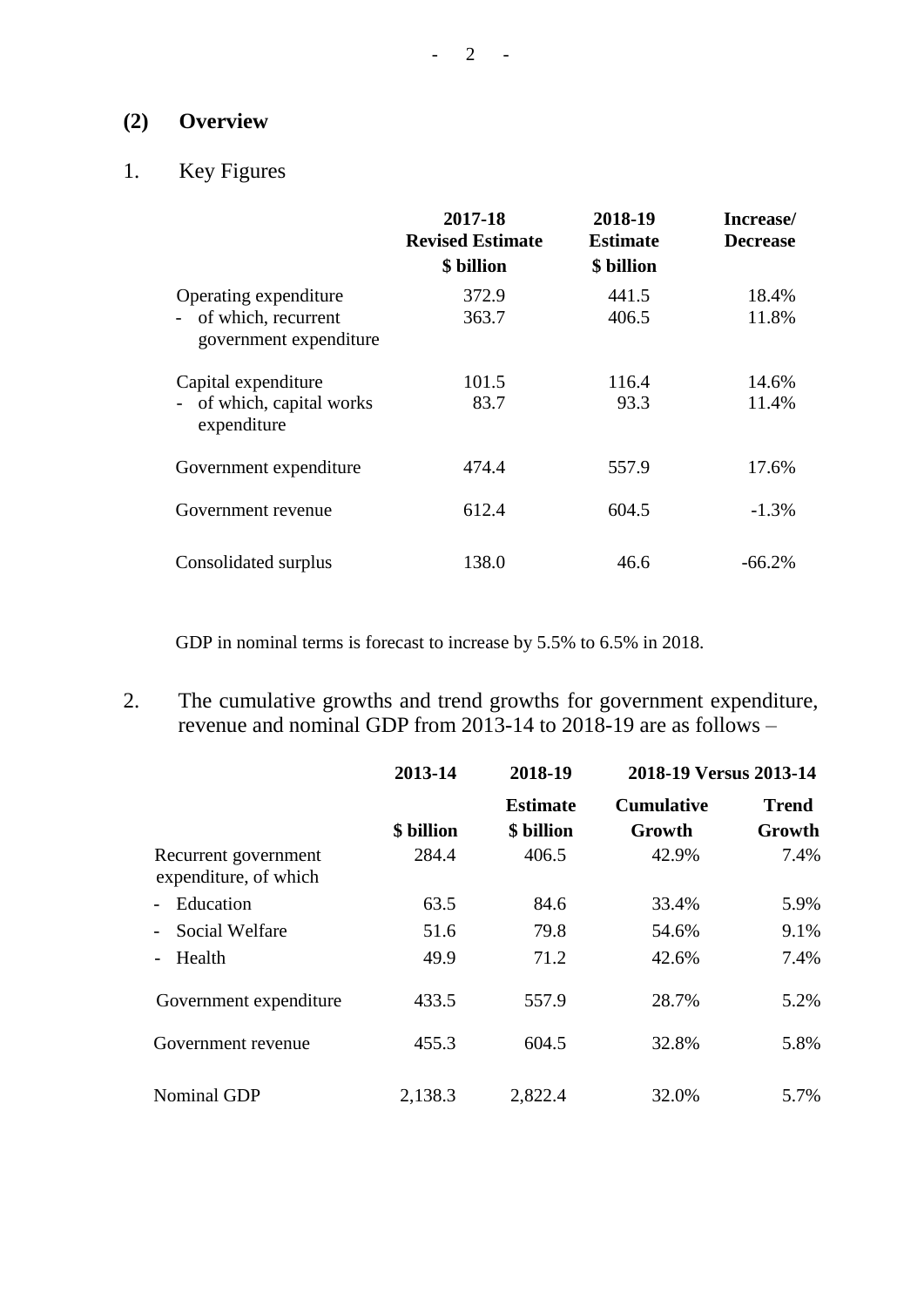## (2) Overview

1. Key Figures

| | 2017-18 Revised Estimate $ billion | 2018-19 Estimate $ billion | Increase/ Decrease |
|---|---|---|---|
| Operating expenditure | 372.9 | 441.5 | 18.4% |
| - of which, recurrent government expenditure | 363.7 | 406.5 | 11.8% |
| Capital expenditure | 101.5 | 116.4 | 14.6% |
| - of which, capital works expenditure | 83.7 | 93.3 | 11.4% |
| Government expenditure | 474.4 | 557.9 | 17.6% |
| Government revenue | 612.4 | 604.5 | -1.3% |
| Consolidated surplus | 138.0 | 46.6 | -66.2% |

GDP in nominal terms is forecast to increase by 5.5% to 6.5% in 2018.

2. The cumulative growths and trend growths for government expenditure, revenue and nominal GDP from 2013-14 to 2018-19 are as follows –

| | 2013-14 | 2018-19 | 2018-19 Versus 2013-14 | |
|---|---|---|---|---|
| | $ billion | Estimate $ billion | Cumulative Growth | Trend Growth |
| Recurrent government expenditure, of which | 284.4 | 406.5 | 42.9% | 7.4% |
| - Education | 63.5 | 84.6 | 33.4% | 5.9% |
| - Social Welfare | 51.6 | 79.8 | 54.6% | 9.1% |
| - Health | 49.9 | 71.2 | 42.6% | 7.4% |
| Government expenditure | 433.5 | 557.9 | 28.7% | 5.2% |
| Government revenue | 455.3 | 604.5 | 32.8% | 5.8% |
| Nominal GDP | 2,138.3 | 2,822.4 | 32.0% | 5.7% |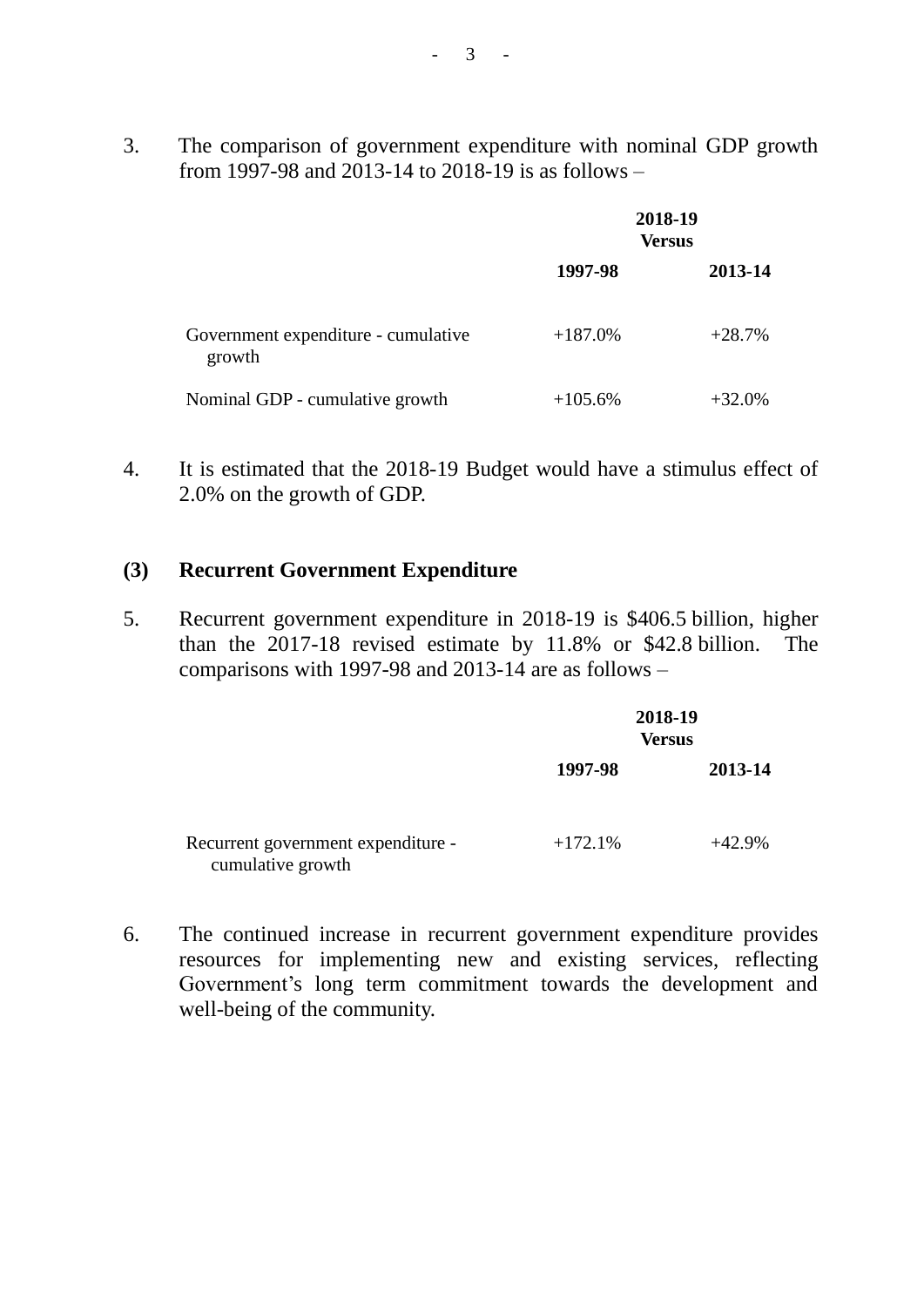3. The comparison of government expenditure with nominal GDP growth from 1997-98 and 2013-14 to 2018-19 is as follows –

| | **2018-19 Versus** | |
|---|---|---|
| | **1997-98** | **2013-14** |
| Government expenditure - cumulative growth | +187.0% | +28.7% |
| Nominal GDP - cumulative growth | +105.6% | +32.0% |

4. It is estimated that the 2018-19 Budget would have a stimulus effect of 2.0% on the growth of GDP.

## (3) Recurrent Government Expenditure

5. Recurrent government expenditure in 2018-19 is $406.5 billion, higher than the 2017-18 revised estimate by 11.8% or $42.8 billion. The comparisons with 1997-98 and 2013-14 are as follows –

| | **2018-19 Versus** | |
|---|---|---|
| | **1997-98** | **2013-14** |
| Recurrent government expenditure - cumulative growth | +172.1% | +42.9% |

6. The continued increase in recurrent government expenditure provides resources for implementing new and existing services, reflecting Government's long term commitment towards the development and well-being of the community.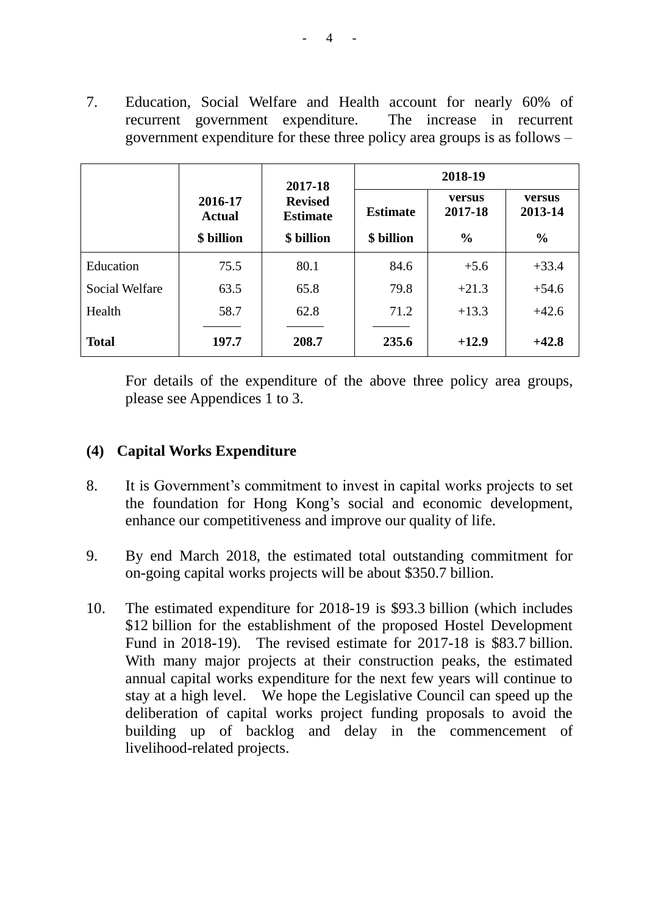7. Education, Social Welfare and Health account for nearly 60% of recurrent government expenditure. The increase in recurrent government expenditure for these three policy area groups is as follows –

| | 2016-17 Actual | 2017-18 Revised Estimate | 2018-19 | | |
|---|---|---|---|---|---|
| | | | Estimate | versus 2017-18 | versus 2013-14 |
| | $ billion | $ billion | $ billion | % | % |
| Education | 75.5 | 80.1 | 84.6 | +5.6 | +33.4 |
| Social Welfare | 63.5 | 65.8 | 79.8 | +21.3 | +54.6 |
| Health | 58.7 | 62.8 | 71.2 | +13.3 | +42.6 |
| **Total** | **197.7** | **208.7** | **235.6** | **+12.9** | **+42.8** |

For details of the expenditure of the above three policy area groups, please see Appendices 1 to 3.

### (4) Capital Works Expenditure

8. It is Government's commitment to invest in capital works projects to set the foundation for Hong Kong's social and economic development, enhance our competitiveness and improve our quality of life.

9. By end March 2018, the estimated total outstanding commitment for on-going capital works projects will be about $350.7 billion.

10. The estimated expenditure for 2018-19 is $93.3 billion (which includes $12 billion for the establishment of the proposed Hostel Development Fund in 2018-19). The revised estimate for 2017-18 is $83.7 billion. With many major projects at their construction peaks, the estimated annual capital works expenditure for the next few years will continue to stay at a high level. We hope the Legislative Council can speed up the deliberation of capital works project funding proposals to avoid the building up of backlog and delay in the commencement of livelihood-related projects.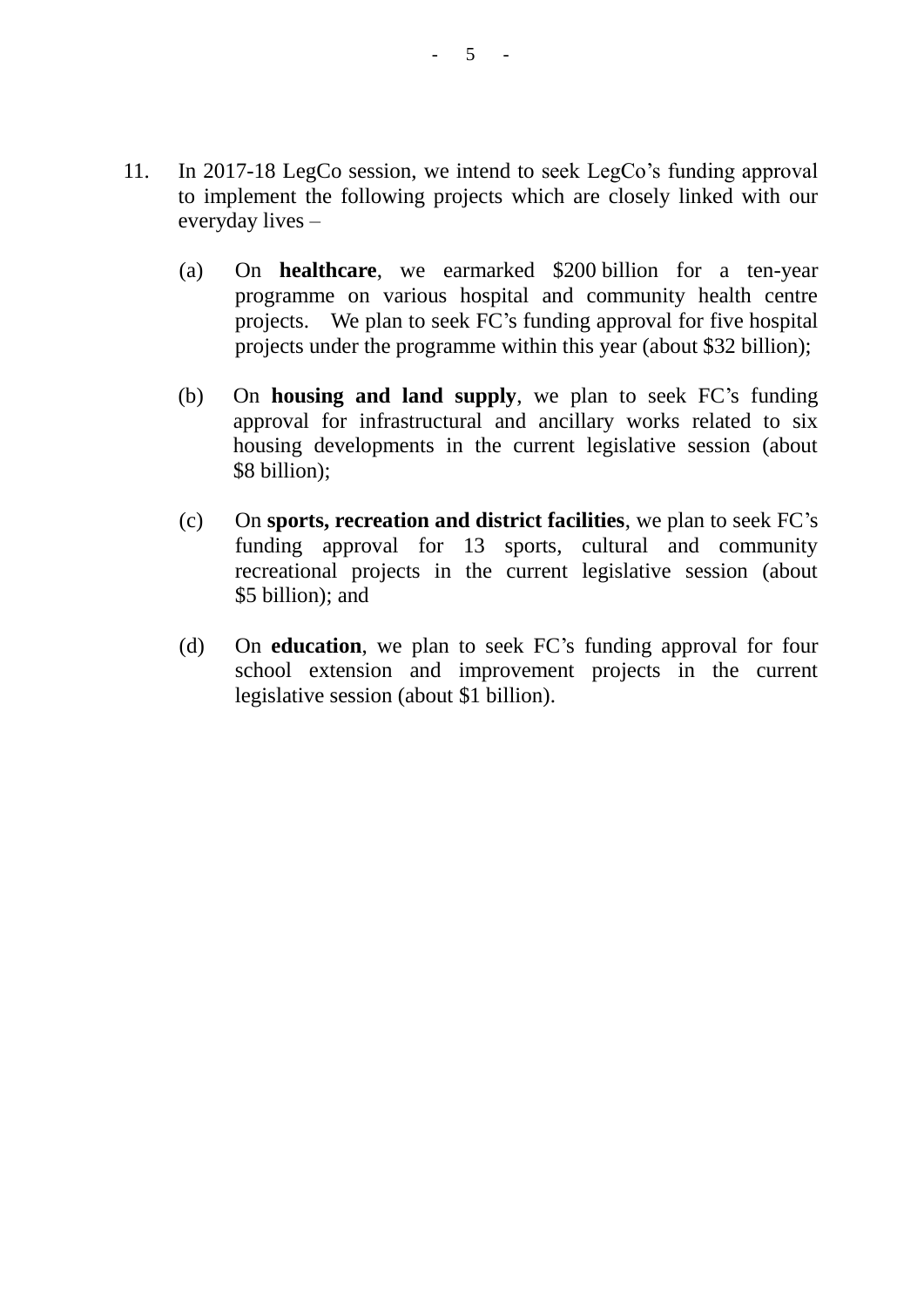11. In 2017-18 LegCo session, we intend to seek LegCo's funding approval to implement the following projects which are closely linked with our everyday lives –

    (a) On **healthcare**, we earmarked $200 billion for a ten-year programme on various hospital and community health centre projects. We plan to seek FC's funding approval for five hospital projects under the programme within this year (about $32 billion);

    (b) On **housing and land supply**, we plan to seek FC's funding approval for infrastructural and ancillary works related to six housing developments in the current legislative session (about $8 billion);

    (c) On **sports, recreation and district facilities**, we plan to seek FC's funding approval for 13 sports, cultural and community recreational projects in the current legislative session (about $5 billion); and

    (d) On **education**, we plan to seek FC's funding approval for four school extension and improvement projects in the current legislative session (about $1 billion).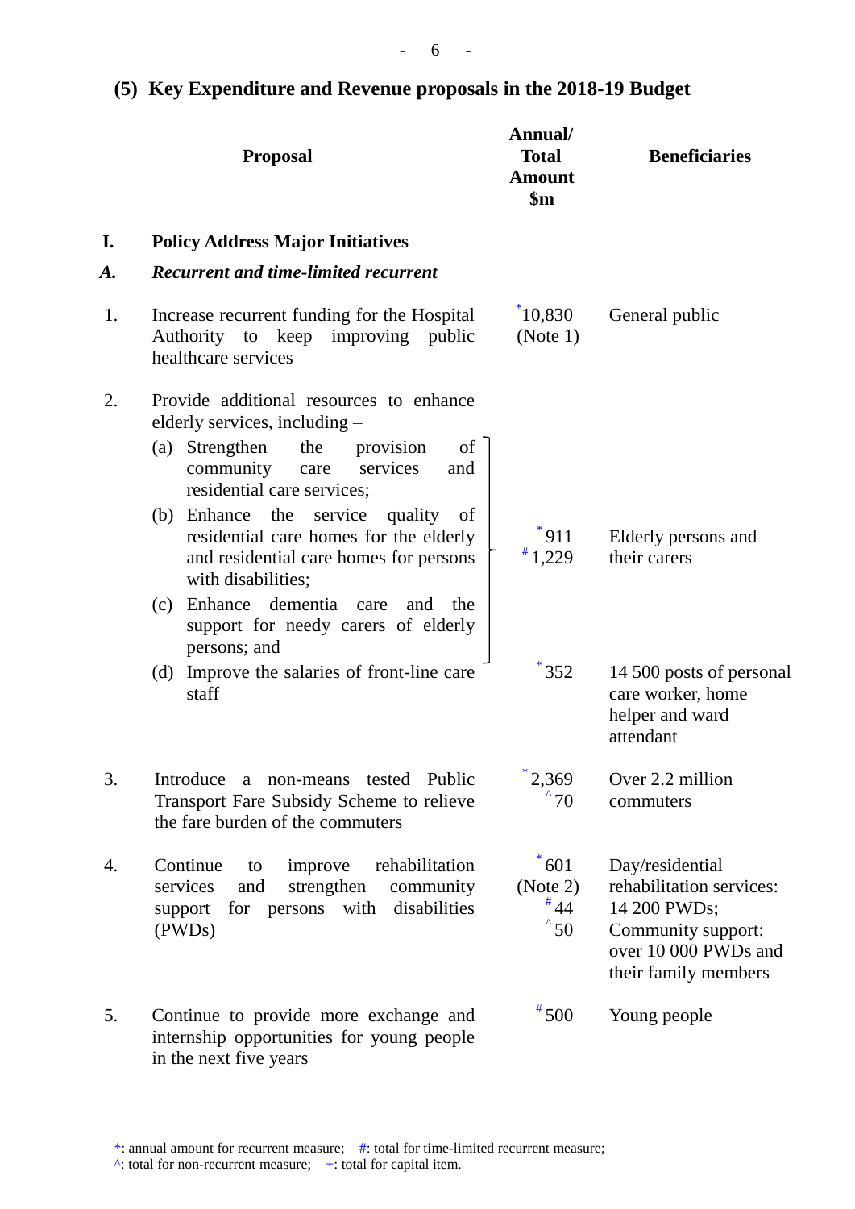## (5) Key Expenditure and Revenue proposals in the 2018-19 Budget

| | Proposal | Annual/ Total Amount $m | Beneficiaries |
|---|---|---|---|
| **I.** | **Policy Address Major Initiatives** | | |
| ***A.*** | ***Recurrent and time-limited recurrent*** | | |
| 1. | Increase recurrent funding for the Hospital Authority to keep improving public healthcare services | *10,830 (Note 1) | General public |
| 2. | Provide additional resources to enhance elderly services, including – | | |
| | (a) Strengthen the provision of community care services and residential care services; (b) Enhance the service quality of residential care homes for the elderly and residential care homes for persons with disabilities; (c) Enhance dementia care and the support for needy carers of elderly persons; and | *911 #1,229 | Elderly persons and their carers |
| | (d) Improve the salaries of front-line care staff | *352 | 14 500 posts of personal care worker, home helper and ward attendant |
| 3. | Introduce a non-means tested Public Transport Fare Subsidy Scheme to relieve the fare burden of the commuters | *2,369 ^70 | Over 2.2 million commuters |
| 4. | Continue to improve rehabilitation services and strengthen community support for persons with disabilities (PWDs) | *601 (Note 2) #44 ^50 | Day/residential rehabilitation services: 14 200 PWDs; Community support: over 10 000 PWDs and their family members |
| 5. | Continue to provide more exchange and internship opportunities for young people in the next five years | #500 | Young people |

*: annual amount for recurrent measure; #: total for time-limited recurrent measure;
^: total for non-recurrent measure; +: total for capital item.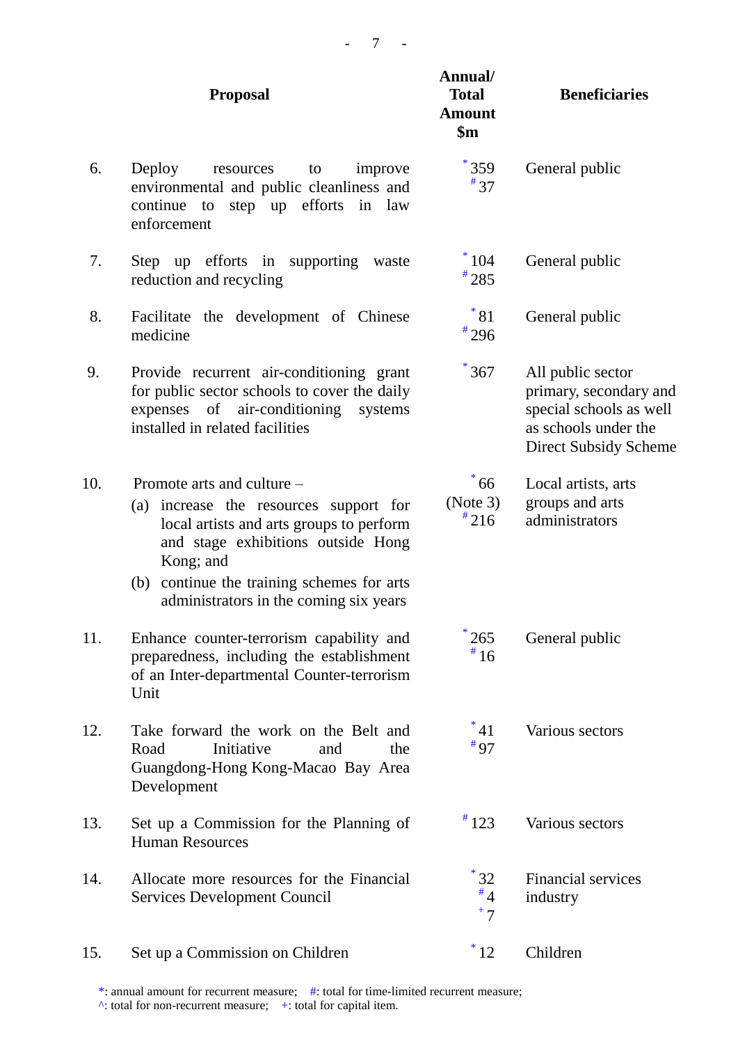| | Proposal | Annual/ Total Amount $m | Beneficiaries |
|---|---|---|---|
| 6. | Deploy resources to improve environmental and public cleanliness and continue to step up efforts in law enforcement | * 359<br># 37 | General public |
| 7. | Step up efforts in supporting waste reduction and recycling | * 104<br># 285 | General public |
| 8. | Facilitate the development of Chinese medicine | * 81<br># 296 | General public |
| 9. | Provide recurrent air-conditioning grant for public sector schools to cover the daily expenses of air-conditioning systems installed in related facilities | * 367 | All public sector primary, secondary and special schools as well as schools under the Direct Subsidy Scheme |
| 10. | Promote arts and culture –<br>(a) increase the resources support for local artists and arts groups to perform and stage exhibitions outside Hong Kong; and<br>(b) continue the training schemes for arts administrators in the coming six years | * 66 (Note 3)<br># 216 | Local artists, arts groups and arts administrators |
| 11. | Enhance counter-terrorism capability and preparedness, including the establishment of an Inter-departmental Counter-terrorism Unit | * 265<br># 16 | General public |
| 12. | Take forward the work on the Belt and Road Initiative and the Guangdong-Hong Kong-Macao Bay Area Development | * 41<br># 97 | Various sectors |
| 13. | Set up a Commission for the Planning of Human Resources | # 123 | Various sectors |
| 14. | Allocate more resources for the Financial Services Development Council | * 32<br># 4<br>+ 7 | Financial services industry |
| 15. | Set up a Commission on Children | * 12 | Children |

*: annual amount for recurrent measure; #: total for time-limited recurrent measure;
^: total for non-recurrent measure; +: total for capital item.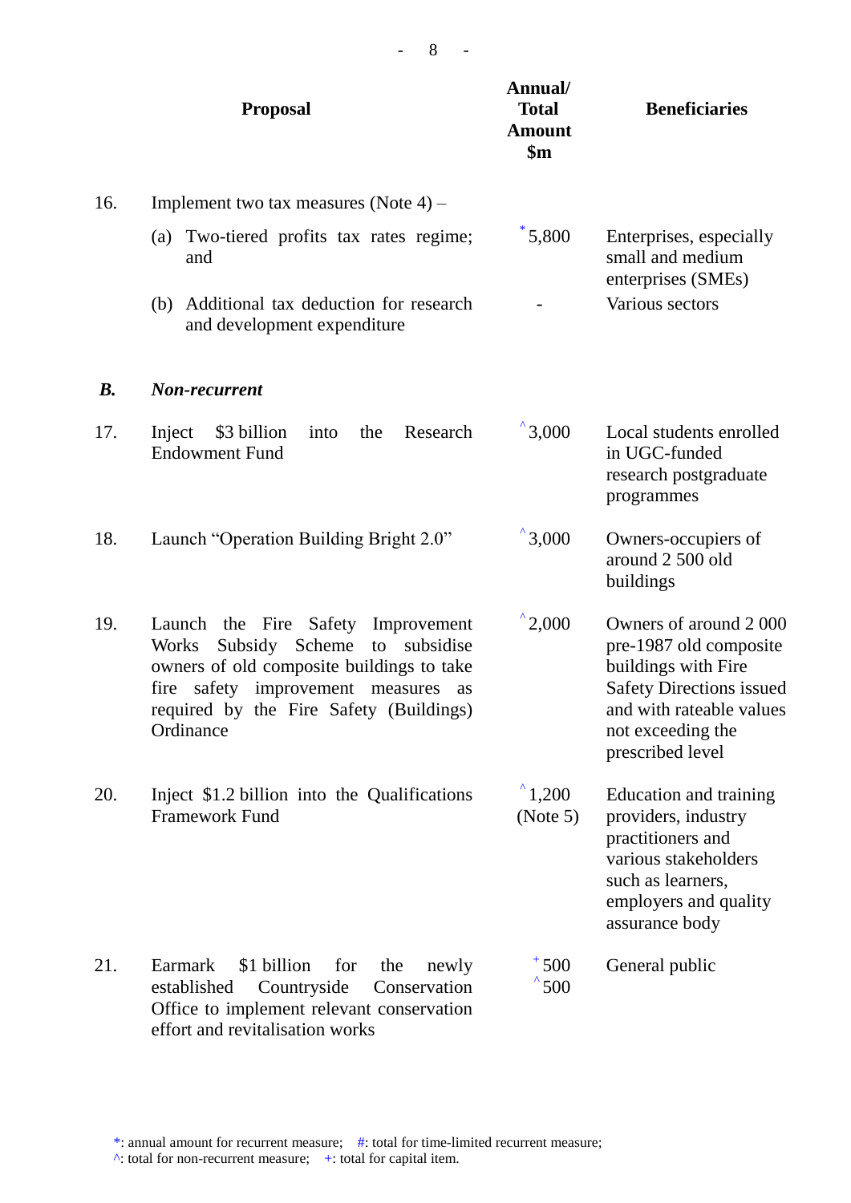| | Proposal | Annual/ Total Amount $m | Beneficiaries |
|---|---|---|---|
| 16. | Implement two tax measures (Note 4) – | | |
| | (a) Two-tiered profits tax rates regime; and | *5,800 | Enterprises, especially small and medium enterprises (SMEs) |
| | (b) Additional tax deduction for research and development expenditure | - | Various sectors |
| ***B.*** | ***Non-recurrent*** | | |
| 17. | Inject $3 billion into the Research Endowment Fund | ^3,000 | Local students enrolled in UGC-funded research postgraduate programmes |
| 18. | Launch "Operation Building Bright 2.0" | ^3,000 | Owners-occupiers of around 2 500 old buildings |
| 19. | Launch the Fire Safety Improvement Works Subsidy Scheme to subsidise owners of old composite buildings to take fire safety improvement measures as required by the Fire Safety (Buildings) Ordinance | ^2,000 | Owners of around 2 000 pre-1987 old composite buildings with Fire Safety Directions issued and with rateable values not exceeding the prescribed level |
| 20. | Inject $1.2 billion into the Qualifications Framework Fund | ^1,200 (Note 5) | Education and training providers, industry practitioners and various stakeholders such as learners, employers and quality assurance body |
| 21. | Earmark $1 billion for the newly established Countryside Conservation Office to implement relevant conservation effort and revitalisation works | +500 ^500 | General public |

*: annual amount for recurrent measure; #: total for time-limited recurrent measure;
^: total for non-recurrent measure; +: total for capital item.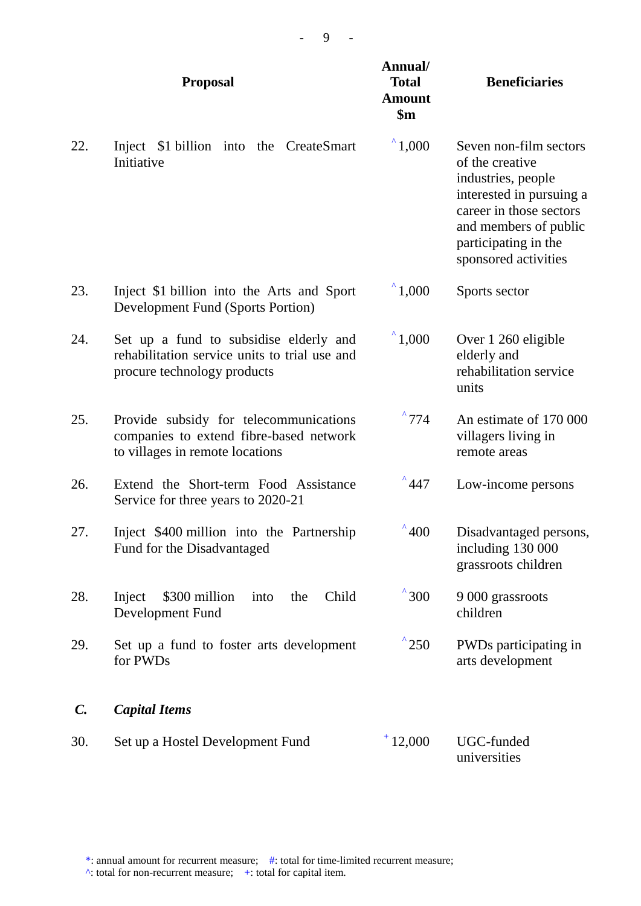| | Proposal | Annual/ Total Amount $m | Beneficiaries |
|---|---|---|---|
| 22. | Inject $1 billion into the CreateSmart Initiative | ^1,000 | Seven non-film sectors of the creative industries, people interested in pursuing a career in those sectors and members of public participating in the sponsored activities |
| 23. | Inject $1 billion into the Arts and Sport Development Fund (Sports Portion) | ^1,000 | Sports sector |
| 24. | Set up a fund to subsidise elderly and rehabilitation service units to trial use and procure technology products | ^1,000 | Over 1 260 eligible elderly and rehabilitation service units |
| 25. | Provide subsidy for telecommunications companies to extend fibre-based network to villages in remote locations | ^774 | An estimate of 170 000 villagers living in remote areas |
| 26. | Extend the Short-term Food Assistance Service for three years to 2020-21 | ^447 | Low-income persons |
| 27. | Inject $400 million into the Partnership Fund for the Disadvantaged | ^400 | Disadvantaged persons, including 130 000 grassroots children |
| 28. | Inject $300 million into the Child Development Fund | ^300 | 9 000 grassroots children |
| 29. | Set up a fund to foster arts development for PWDs | ^250 | PWDs participating in arts development |
| ***C.*** | ***Capital Items*** | | |
| 30. | Set up a Hostel Development Fund | +12,000 | UGC-funded universities |

*: annual amount for recurrent measure; #: total for time-limited recurrent measure;
^: total for non-recurrent measure; +: total for capital item.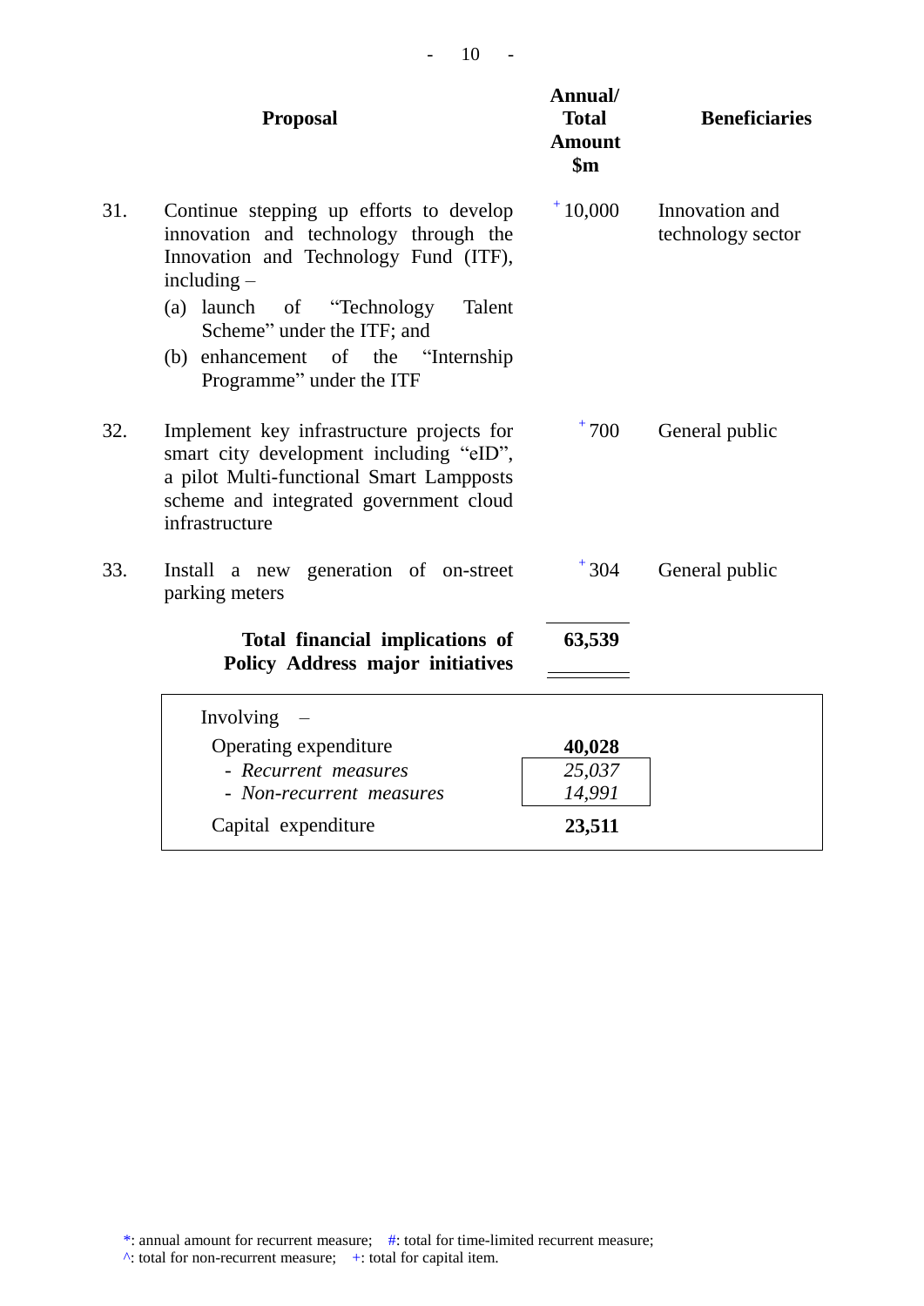| | Proposal | Annual/ Total Amount $m | Beneficiaries |
|---|---|---|---|
| 31. | Continue stepping up efforts to develop innovation and technology through the Innovation and Technology Fund (ITF), including –<br>(a) launch of "Technology Talent Scheme" under the ITF; and<br>(b) enhancement of the "Internship Programme" under the ITF | +10,000 | Innovation and technology sector |
| 32. | Implement key infrastructure projects for smart city development including "eID", a pilot Multi-functional Smart Lampposts scheme and integrated government cloud infrastructure | +700 | General public |
| 33. | Install a new generation of on-street parking meters | +304 | General public |
| | **Total financial implications of Policy Address major initiatives** | **63,539** | |

| Involving – | |
|---|---|
| Operating expenditure | **40,028** |
| - *Recurrent measures* | *25,037* |
| - *Non-recurrent measures* | *14,991* |
| Capital expenditure | **23,511** |

*: annual amount for recurrent measure; #: total for time-limited recurrent measure;
^: total for non-recurrent measure; +: total for capital item.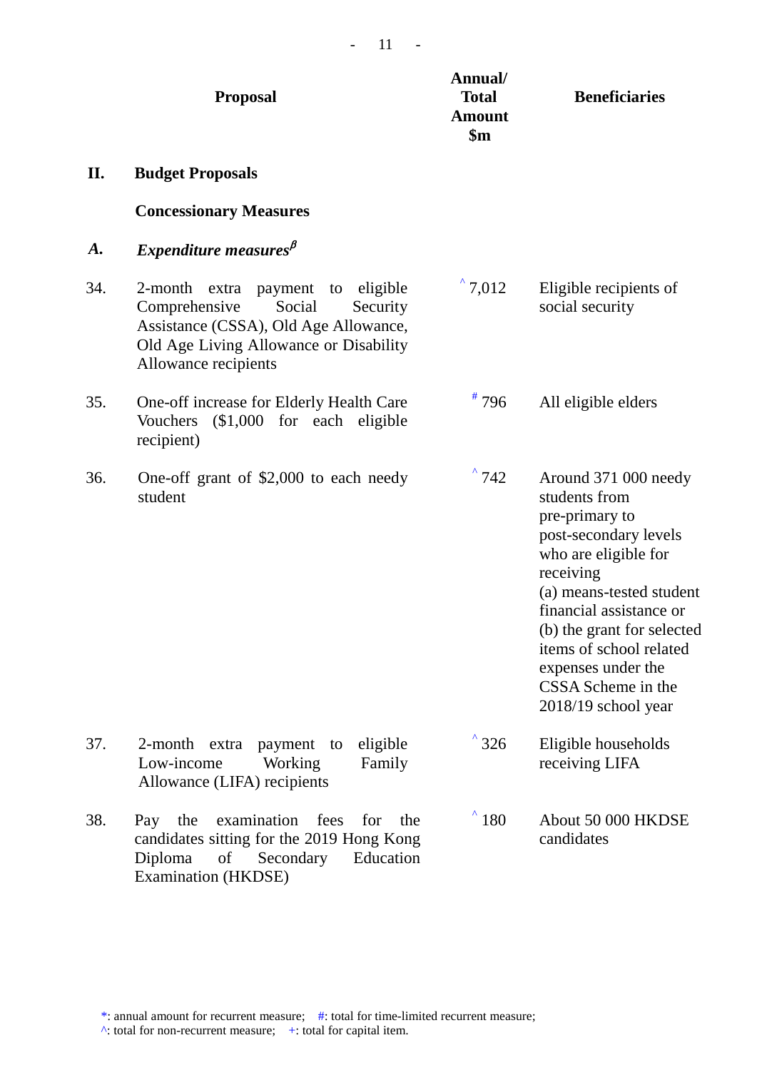| | Proposal | Annual/ Total Amount $m | Beneficiaries |
|---|---|---|---|
| **II.** | **Budget Proposals** | | |
| | **Concessionary Measures** | | |
| ***A.*** | ***Expenditure measures***[β] | | |
| 34. | 2-month extra payment to eligible Comprehensive Social Security Assistance (CSSA), Old Age Allowance, Old Age Living Allowance or Disability Allowance recipients | ^ 7,012 | Eligible recipients of social security |
| 35. | One-off increase for Elderly Health Care Vouchers ($1,000 for each eligible recipient) | # 796 | All eligible elders |
| 36. | One-off grant of $2,000 to each needy student | ^ 742 | Around 371 000 needy students from pre-primary to post-secondary levels who are eligible for receiving (a) means-tested student financial assistance or (b) the grant for selected items of school related expenses under the CSSA Scheme in the 2018/19 school year |
| 37. | 2-month extra payment to eligible Low-income Working Family Allowance (LIFA) recipients | ^ 326 | Eligible households receiving LIFA |
| 38. | Pay the examination fees for the candidates sitting for the 2019 Hong Kong Diploma of Secondary Education Examination (HKDSE) | ^ 180 | About 50 000 HKDSE candidates |

*: annual amount for recurrent measure; #: total for time-limited recurrent measure;
^: total for non-recurrent measure; +: total for capital item.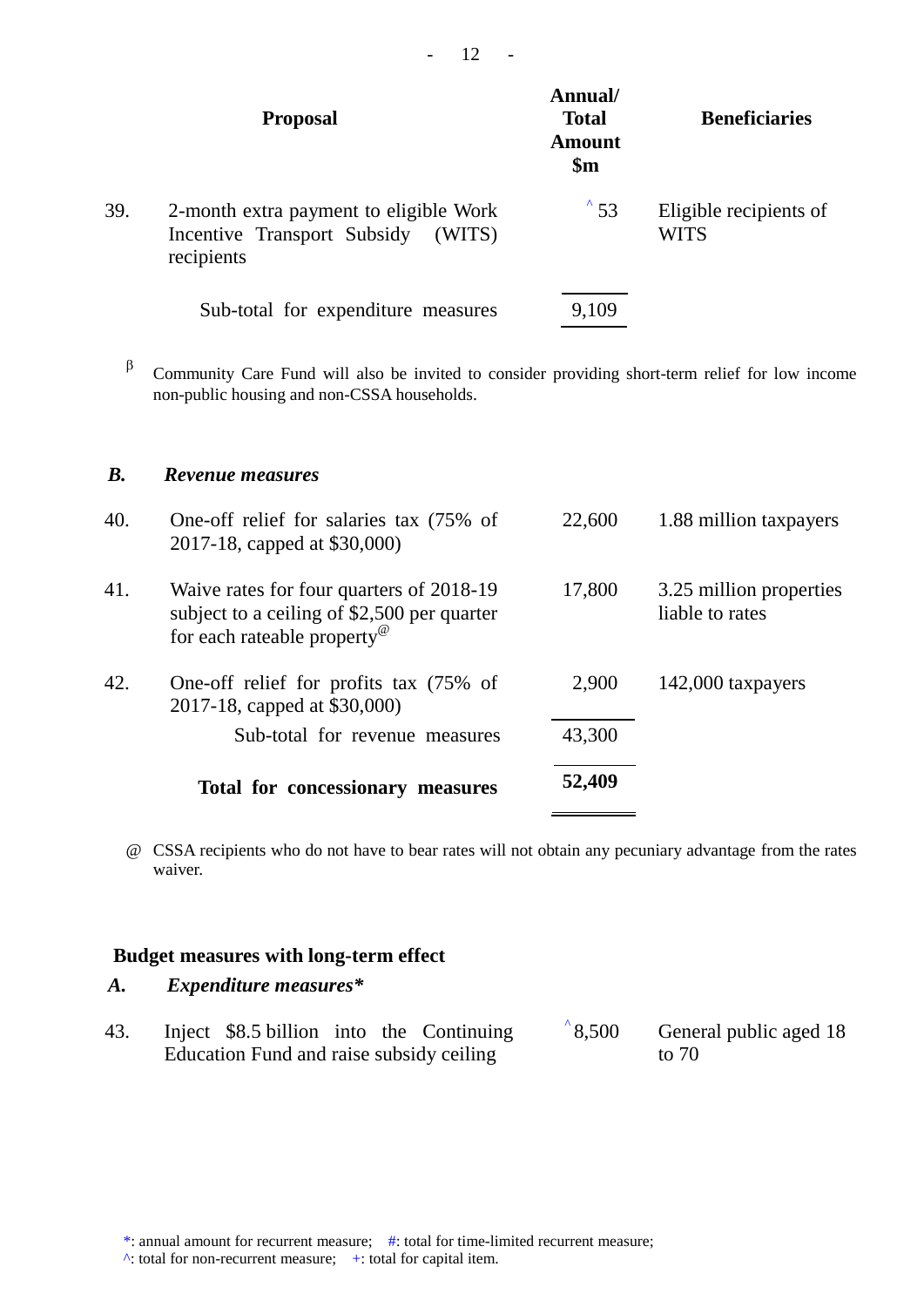| | Proposal | Annual/ Total Amount $m | Beneficiaries |
|---|---|---|---|
| 39. | 2-month extra payment to eligible Work Incentive Transport Subsidy (WITS) recipients | ^ 53 | Eligible recipients of WITS |
| | Sub-total for expenditure measures | 9,109 | |

β Community Care Fund will also be invited to consider providing short-term relief for low income non-public housing and non-CSSA households.

### *B. Revenue measures*

| | Proposal | Annual/ Total Amount $m | Beneficiaries |
|---|---|---|---|
| 40. | One-off relief for salaries tax (75% of 2017-18, capped at $30,000) | 22,600 | 1.88 million taxpayers |
| 41. | Waive rates for four quarters of 2018-19 subject to a ceiling of $2,500 per quarter for each rateable property@ | 17,800 | 3.25 million properties liable to rates |
| 42. | One-off relief for profits tax (75% of 2017-18, capped at $30,000) | 2,900 | 142,000 taxpayers |
| | Sub-total for revenue measures | 43,300 | |
| | **Total for concessionary measures** | **52,409** | |

@ CSSA recipients who do not have to bear rates will not obtain any pecuniary advantage from the rates waiver.

## Budget measures with long-term effect

### *A. Expenditure measures**

| | Proposal | Annual/ Total Amount $m | Beneficiaries |
|---|---|---|---|
| 43. | Inject $8.5 billion into the Continuing Education Fund and raise subsidy ceiling | ^8,500 | General public aged 18 to 70 |

*: annual amount for recurrent measure; #: total for time-limited recurrent measure;
^: total for non-recurrent measure; +: total for capital item.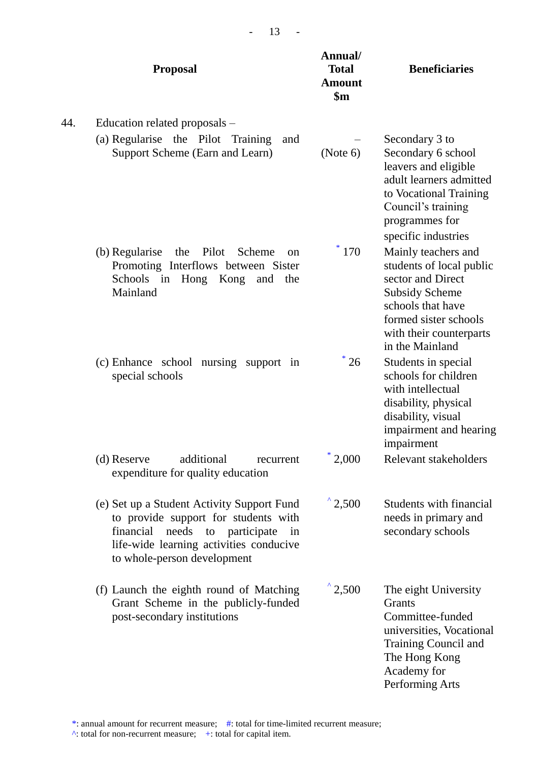| | Proposal | Annual/ Total Amount $m | Beneficiaries |
|---|---|---|---|
| 44. | Education related proposals – | | |
| | (a) Regularise the Pilot Training and Support Scheme (Earn and Learn) | – (Note 6) | Secondary 3 to Secondary 6 school leavers and eligible adult learners admitted to Vocational Training Council's training programmes for specific industries |
| | (b) Regularise the Pilot Scheme on Promoting Interflows between Sister Schools in Hong Kong and the Mainland | * 170 | Mainly teachers and students of local public sector and Direct Subsidy Scheme schools that have formed sister schools with their counterparts in the Mainland |
| | (c) Enhance school nursing support in special schools | * 26 | Students in special schools for children with intellectual disability, physical disability, visual impairment and hearing impairment |
| | (d) Reserve additional recurrent expenditure for quality education | * 2,000 | Relevant stakeholders |
| | (e) Set up a Student Activity Support Fund to provide support for students with financial needs to participate in life-wide learning activities conducive to whole-person development | ^ 2,500 | Students with financial needs in primary and secondary schools |
| | (f) Launch the eighth round of Matching Grant Scheme in the publicly-funded post-secondary institutions | ^ 2,500 | The eight University Grants Committee-funded universities, Vocational Training Council and The Hong Kong Academy for Performing Arts |

*: annual amount for recurrent measure; #: total for time-limited recurrent measure;
^: total for non-recurrent measure; +: total for capital item.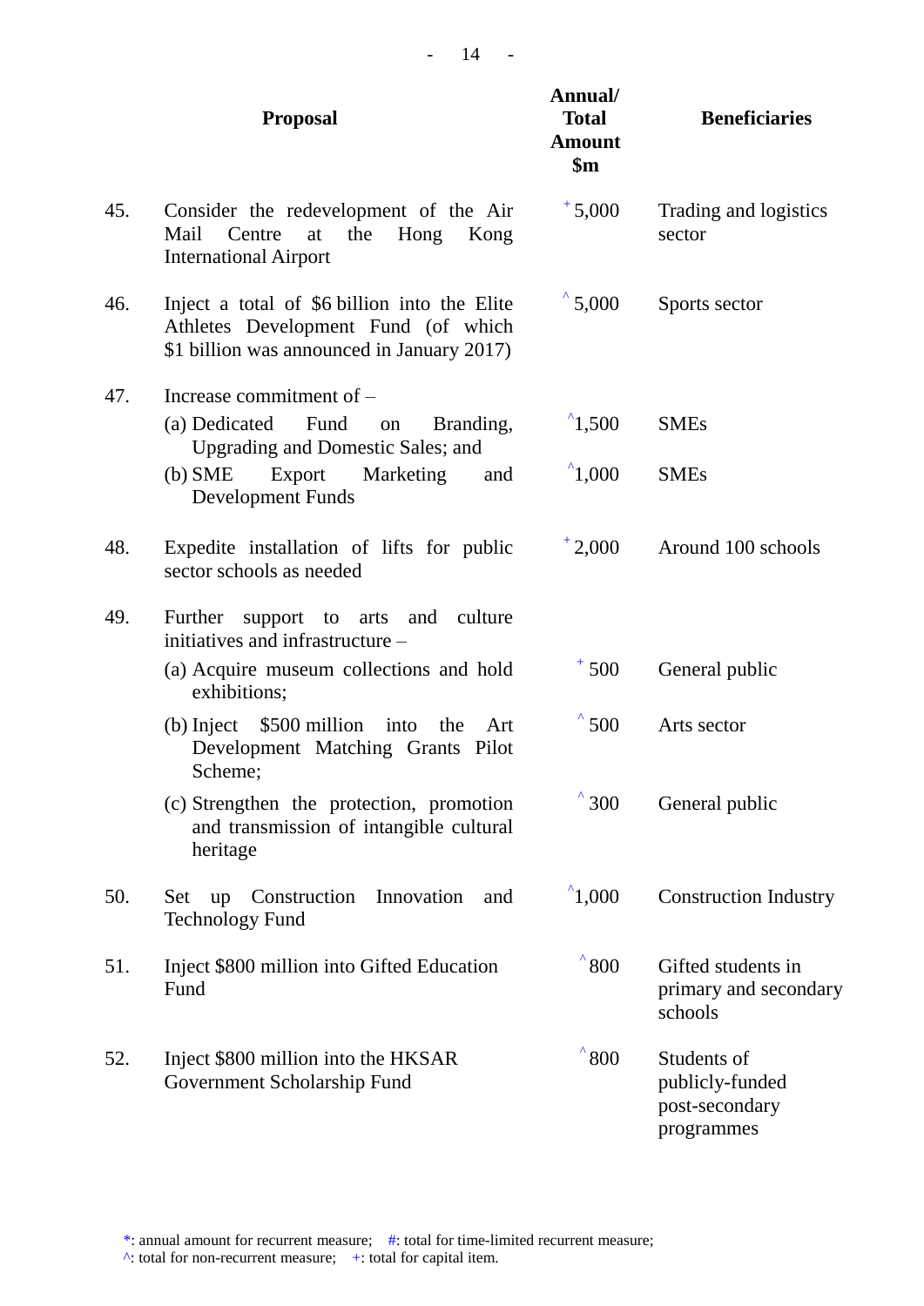| | Proposal | Annual/ Total Amount $m | Beneficiaries |
|---|---|---|---|
| 45. | Consider the redevelopment of the Air Mail Centre at the Hong Kong International Airport | + 5,000 | Trading and logistics sector |
| 46. | Inject a total of $6 billion into the Elite Athletes Development Fund (of which $1 billion was announced in January 2017) | ^ 5,000 | Sports sector |
| 47. | Increase commitment of – | | |
| | (a) Dedicated Fund on Branding, Upgrading and Domestic Sales; and | ^1,500 | SMEs |
| | (b) SME Export Marketing and Development Funds | ^1,000 | SMEs |
| 48. | Expedite installation of lifts for public sector schools as needed | + 2,000 | Around 100 schools |
| 49. | Further support to arts and culture initiatives and infrastructure – | | |
| | (a) Acquire museum collections and hold exhibitions; | + 500 | General public |
| | (b) Inject $500 million into the Art Development Matching Grants Pilot Scheme; | ^ 500 | Arts sector |
| | (c) Strengthen the protection, promotion and transmission of intangible cultural heritage | ^ 300 | General public |
| 50. | Set up Construction Innovation and Technology Fund | ^1,000 | Construction Industry |
| 51. | Inject $800 million into Gifted Education Fund | ^ 800 | Gifted students in primary and secondary schools |
| 52. | Inject $800 million into the HKSAR Government Scholarship Fund | ^ 800 | Students of publicly-funded post-secondary programmes |

*: annual amount for recurrent measure; #: total for time-limited recurrent measure;
^: total for non-recurrent measure; +: total for capital item.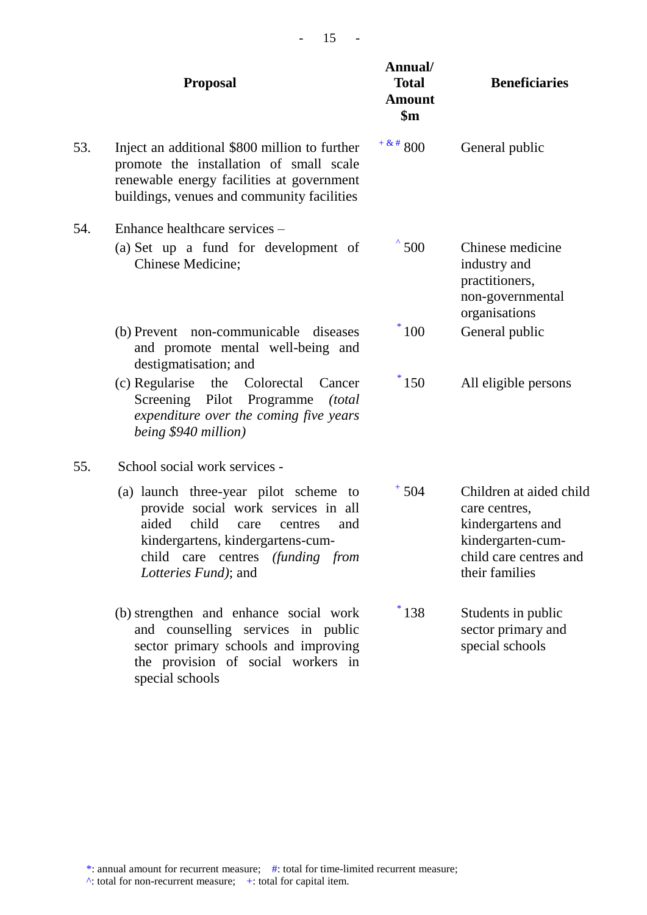| | Proposal | Annual/ Total Amount $m | Beneficiaries |
|---|---|---|---|
| 53. | Inject an additional $800 million to further promote the installation of small scale renewable energy facilities at government buildings, venues and community facilities | + & # 800 | General public |
| 54. | Enhance healthcare services – | | |
| | (a) Set up a fund for development of Chinese Medicine; | ^ 500 | Chinese medicine industry and practitioners, non-governmental organisations |
| | (b) Prevent non-communicable diseases and promote mental well-being and destigmatisation; and | * 100 | General public |
| | (c) Regularise the Colorectal Cancer Screening Pilot Programme *(total expenditure over the coming five years being $940 million)* | * 150 | All eligible persons |
| 55. | School social work services - | | |
| | (a) launch three-year pilot scheme to provide social work services in all aided child care centres and kindergartens, kindergartens-cum-child care centres *(funding from Lotteries Fund)*; and | + 504 | Children at aided child care centres, kindergartens and kindergarten-cum-child care centres and their families |
| | (b) strengthen and enhance social work and counselling services in public sector primary schools and improving the provision of social workers in special schools | * 138 | Students in public sector primary and special schools |

*: annual amount for recurrent measure; #: total for time-limited recurrent measure;
^: total for non-recurrent measure; +: total for capital item.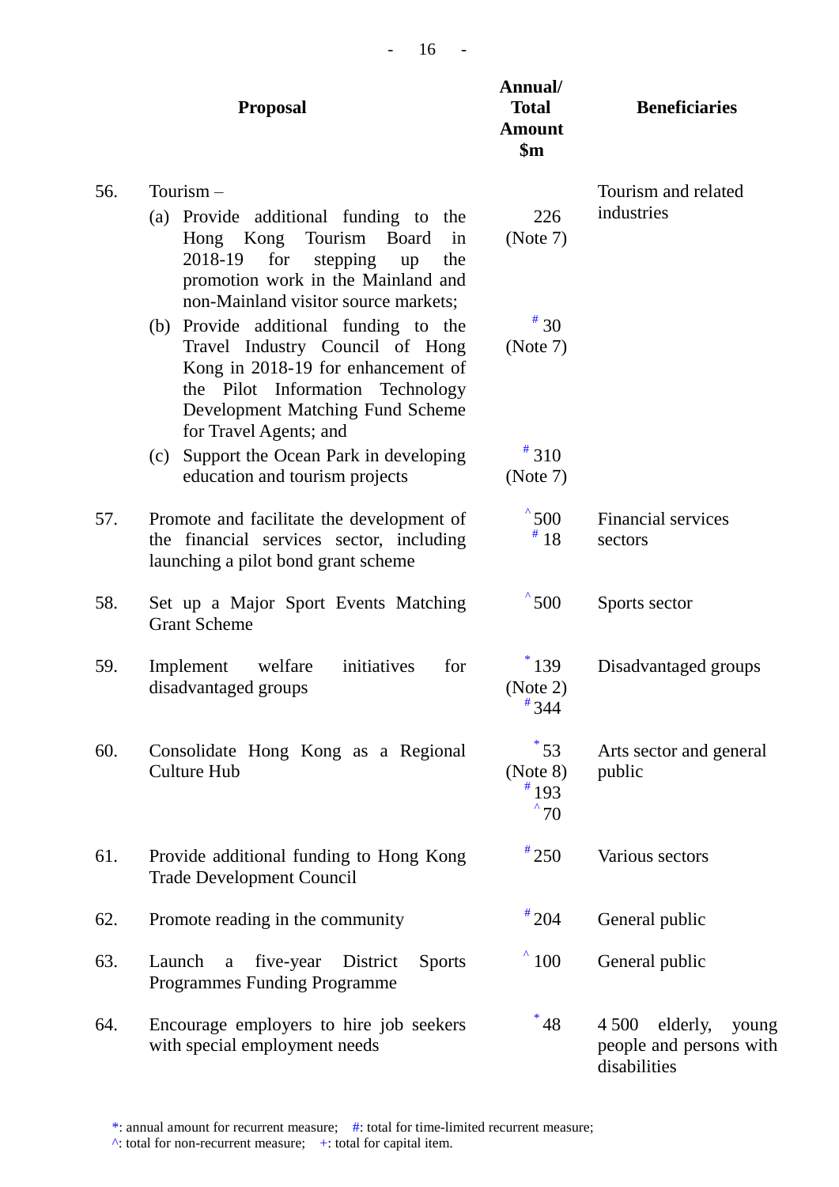| | Proposal | Annual/ Total Amount $m | Beneficiaries |
|---|---|---|---|
| 56. | Tourism – | | Tourism and related industries |
| | (a) Provide additional funding to the Hong Kong Tourism Board in 2018-19 for stepping up the promotion work in the Mainland and non-Mainland visitor source markets; | 226 (Note 7) | |
| | (b) Provide additional funding to the Travel Industry Council of Hong Kong in 2018-19 for enhancement of the Pilot Information Technology Development Matching Fund Scheme for Travel Agents; and | # 30 (Note 7) | |
| | (c) Support the Ocean Park in developing education and tourism projects | # 310 (Note 7) | |
| 57. | Promote and facilitate the development of the financial services sector, including launching a pilot bond grant scheme | ^ 500<br># 18 | Financial services sectors |
| 58. | Set up a Major Sport Events Matching Grant Scheme | ^ 500 | Sports sector |
| 59. | Implement welfare initiatives for disadvantaged groups | * 139 (Note 2)<br># 344 | Disadvantaged groups |
| 60. | Consolidate Hong Kong as a Regional Culture Hub | * 53 (Note 8)<br># 193<br>^ 70 | Arts sector and general public |
| 61. | Provide additional funding to Hong Kong Trade Development Council | # 250 | Various sectors |
| 62. | Promote reading in the community | # 204 | General public |
| 63. | Launch a five-year District Sports Programmes Funding Programme | ^ 100 | General public |
| 64. | Encourage employers to hire job seekers with special employment needs | * 48 | 4 500 elderly, young people and persons with disabilities |

*: annual amount for recurrent measure; #: total for time-limited recurrent measure;
^: total for non-recurrent measure; +: total for capital item.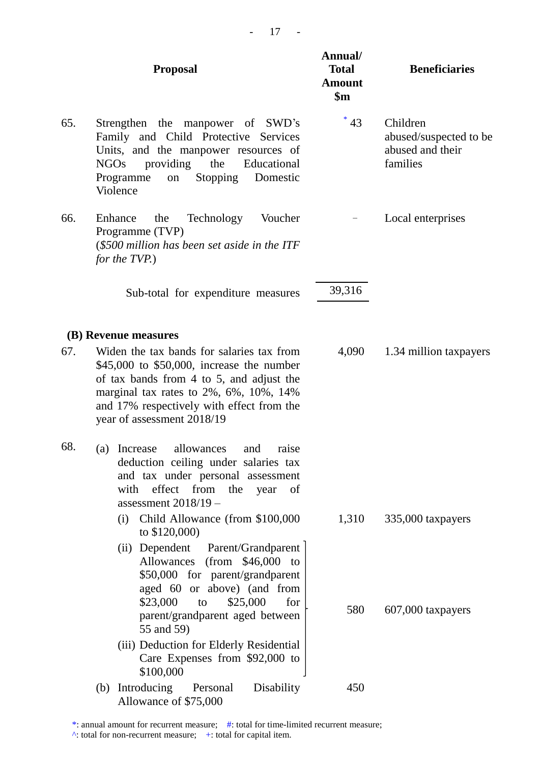| | Proposal | Annual/ Total Amount $m | Beneficiaries |
|---|---|---|---|
| 65. | Strengthen the manpower of SWD's Family and Child Protective Services Units, and the manpower resources of NGOs providing the Educational Programme on Stopping Domestic Violence | * 43 | Children abused/suspected to be abused and their families |
| 66. | Enhance the Technology Voucher Programme (TVP) (*$500 million has been set aside in the ITF for the TVP.*) | – | Local enterprises |
| | Sub-total for expenditure measures | 39,316 | |
| | **(B) Revenue measures** | | |
| 67. | Widen the tax bands for salaries tax from $45,000 to $50,000, increase the number of tax bands from 4 to 5, and adjust the marginal tax rates to 2%, 6%, 10%, 14% and 17% respectively with effect from the year of assessment 2018/19 | 4,090 | 1.34 million taxpayers |
| 68. | (a) Increase allowances and raise deduction ceiling under salaries tax and tax under personal assessment with effect from the year of assessment 2018/19 – | | |
| | (i) Child Allowance (from $100,000 to $120,000) | 1,310 | 335,000 taxpayers |
| | (ii) Dependent Parent/Grandparent Allowances (from $46,000 to $50,000 for parent/grandparent aged 60 or above) (and from $23,000 to $25,000 for parent/grandparent aged between 55 and 59) (iii) Deduction for Elderly Residential Care Expenses from $92,000 to $100,000 | 580 | 607,000 taxpayers |
| | (b) Introducing Personal Disability Allowance of $75,000 | 450 | |

*: annual amount for recurrent measure; #: total for time-limited recurrent measure;
^: total for non-recurrent measure; +: total for capital item.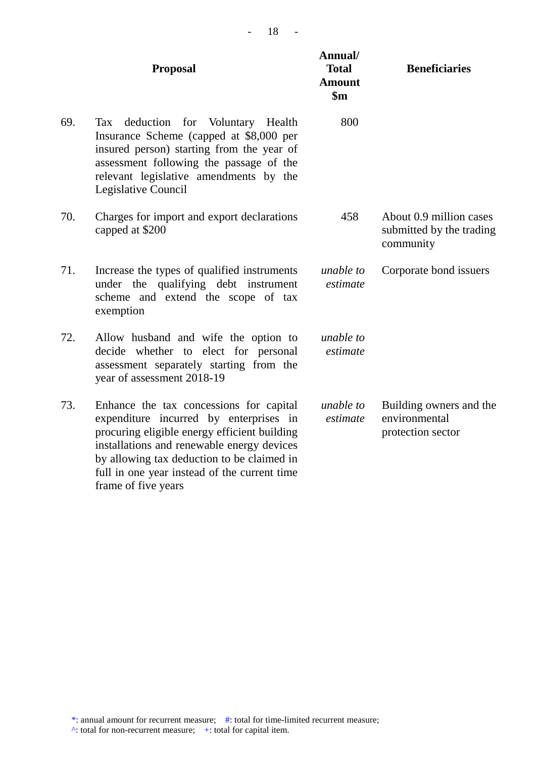| | Proposal | Annual/ Total Amount $m | Beneficiaries |
|---|---|---|---|
| 69. | Tax deduction for Voluntary Health Insurance Scheme (capped at $8,000 per insured person) starting from the year of assessment following the passage of the relevant legislative amendments by the Legislative Council | 800 | |
| 70. | Charges for import and export declarations capped at $200 | 458 | About 0.9 million cases submitted by the trading community |
| 71. | Increase the types of qualified instruments under the qualifying debt instrument scheme and extend the scope of tax exemption | *unable to estimate* | Corporate bond issuers |
| 72. | Allow husband and wife the option to decide whether to elect for personal assessment separately starting from the year of assessment 2018-19 | *unable to estimate* | |
| 73. | Enhance the tax concessions for capital expenditure incurred by enterprises in procuring eligible energy efficient building installations and renewable energy devices by allowing tax deduction to be claimed in full in one year instead of the current time frame of five years | *unable to estimate* | Building owners and the environmental protection sector |

*: annual amount for recurrent measure; #: total for time-limited recurrent measure;
^: total for non-recurrent measure; +: total for capital item.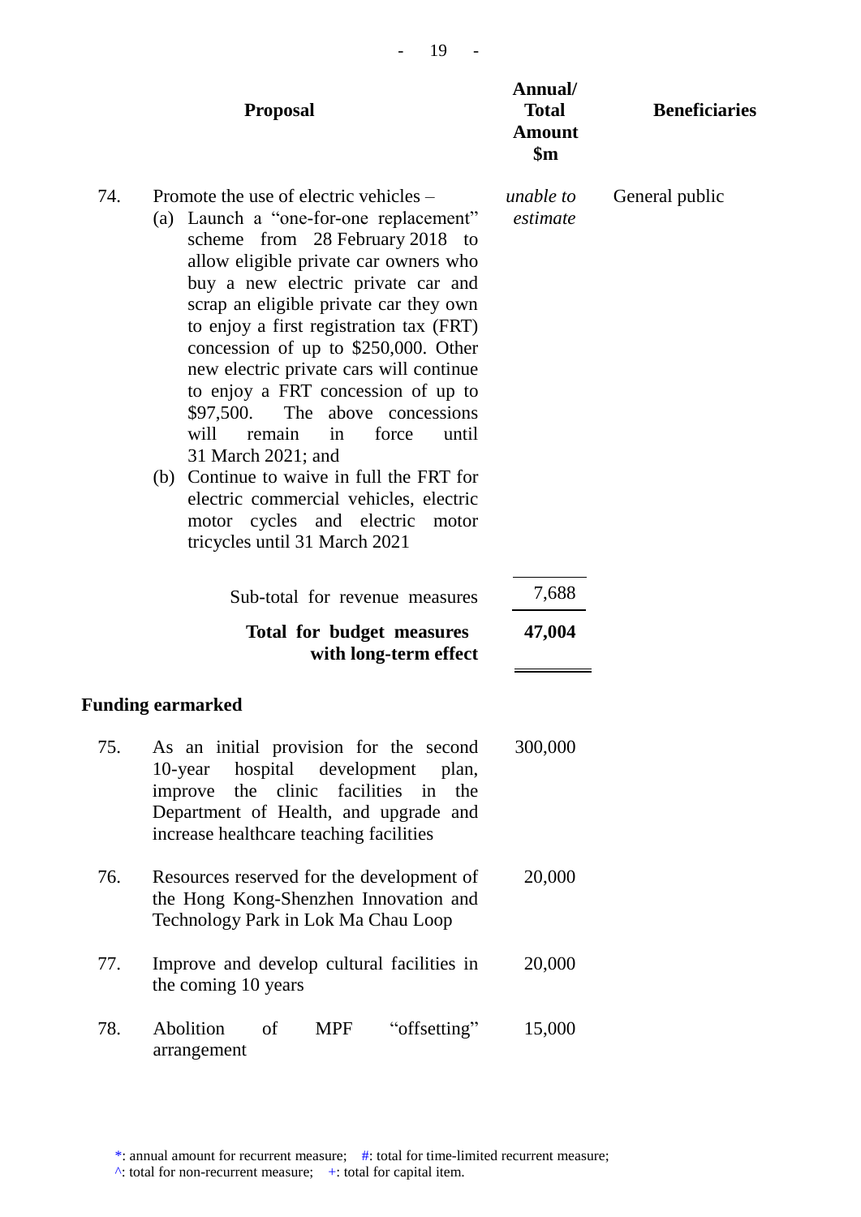| | Proposal | Annual/ Total Amount $m | Beneficiaries |
|---|---|---|---|
| 74. | Promote the use of electric vehicles – (a) Launch a "one-for-one replacement" scheme from 28 February 2018 to allow eligible private car owners who buy a new electric private car and scrap an eligible private car they own to enjoy a first registration tax (FRT) concession of up to $250,000. Other new electric private cars will continue to enjoy a FRT concession of up to $97,500. The above concessions will remain in force until 31 March 2021; and (b) Continue to waive in full the FRT for electric commercial vehicles, electric motor cycles and electric motor tricycles until 31 March 2021 | *unable to estimate* | General public |
| | Sub-total for revenue measures | 7,688 | |
| | **Total for budget measures with long-term effect** | **47,004** | |

**Funding earmarked**

| | Proposal | Annual/ Total Amount $m | Beneficiaries |
|---|---|---|---|
| 75. | As an initial provision for the second 10-year hospital development plan, improve the clinic facilities in the Department of Health, and upgrade and increase healthcare teaching facilities | 300,000 | |
| 76. | Resources reserved for the development of the Hong Kong-Shenzhen Innovation and Technology Park in Lok Ma Chau Loop | 20,000 | |
| 77. | Improve and develop cultural facilities in the coming 10 years | 20,000 | |
| 78. | Abolition of MPF "offsetting" arrangement | 15,000 | |

*: annual amount for recurrent measure; #: total for time-limited recurrent measure;
^: total for non-recurrent measure; +: total for capital item.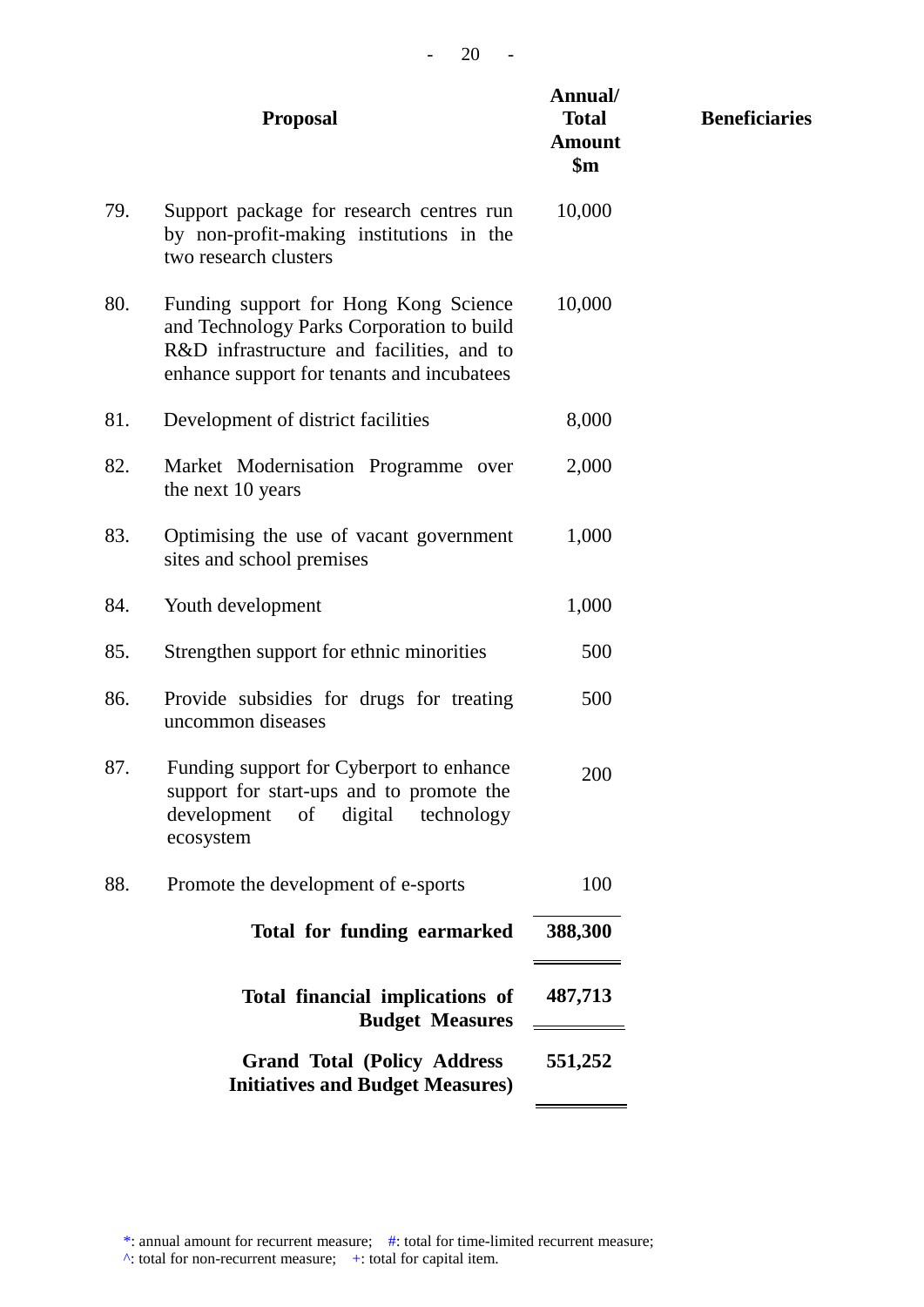| | Proposal | Annual/ Total Amount $m | Beneficiaries |
|---|---|---|---|
| 79. | Support package for research centres run by non-profit-making institutions in the two research clusters | 10,000 | |
| 80. | Funding support for Hong Kong Science and Technology Parks Corporation to build R&D infrastructure and facilities, and to enhance support for tenants and incubatees | 10,000 | |
| 81. | Development of district facilities | 8,000 | |
| 82. | Market Modernisation Programme over the next 10 years | 2,000 | |
| 83. | Optimising the use of vacant government sites and school premises | 1,000 | |
| 84. | Youth development | 1,000 | |
| 85. | Strengthen support for ethnic minorities | 500 | |
| 86. | Provide subsidies for drugs for treating uncommon diseases | 500 | |
| 87. | Funding support for Cyberport to enhance support for start-ups and to promote the development of digital technology ecosystem | 200 | |
| 88. | Promote the development of e-sports | 100 | |
| | **Total for funding earmarked** | **388,300** | |
| | **Total financial implications of Budget Measures** | **487,713** | |
| | **Grand Total (Policy Address Initiatives and Budget Measures)** | **551,252** | |

*: annual amount for recurrent measure; #: total for time-limited recurrent measure;
^: total for non-recurrent measure; +: total for capital item.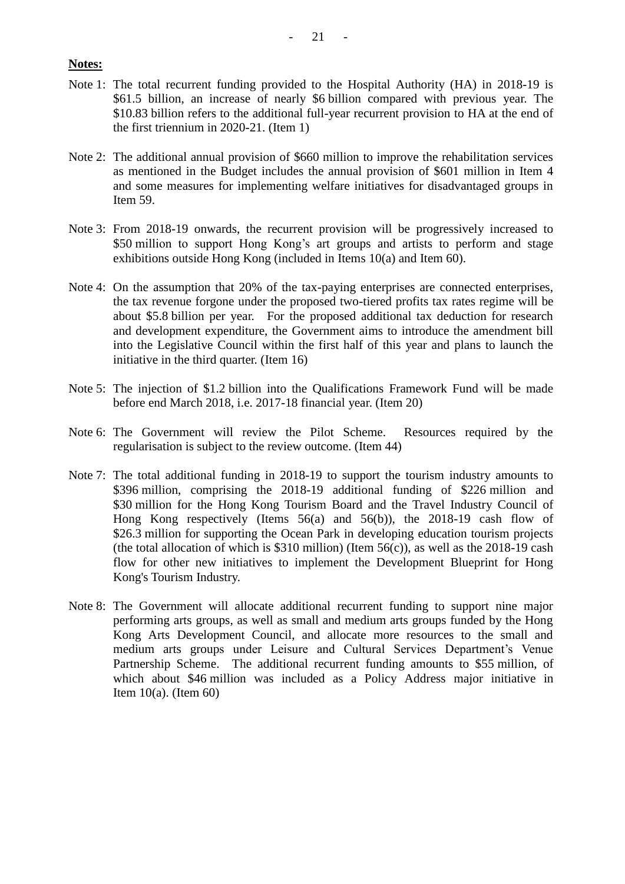**Notes:**

Note 1: The total recurrent funding provided to the Hospital Authority (HA) in 2018-19 is $61.5 billion, an increase of nearly $6 billion compared with previous year. The $10.83 billion refers to the additional full-year recurrent provision to HA at the end of the first triennium in 2020-21. (Item 1)

Note 2: The additional annual provision of $660 million to improve the rehabilitation services as mentioned in the Budget includes the annual provision of $601 million in Item 4 and some measures for implementing welfare initiatives for disadvantaged groups in Item 59.

Note 3: From 2018-19 onwards, the recurrent provision will be progressively increased to $50 million to support Hong Kong's art groups and artists to perform and stage exhibitions outside Hong Kong (included in Items 10(a) and Item 60).

Note 4: On the assumption that 20% of the tax-paying enterprises are connected enterprises, the tax revenue forgone under the proposed two-tiered profits tax rates regime will be about $5.8 billion per year. For the proposed additional tax deduction for research and development expenditure, the Government aims to introduce the amendment bill into the Legislative Council within the first half of this year and plans to launch the initiative in the third quarter. (Item 16)

Note 5: The injection of $1.2 billion into the Qualifications Framework Fund will be made before end March 2018, i.e. 2017-18 financial year. (Item 20)

Note 6: The Government will review the Pilot Scheme. Resources required by the regularisation is subject to the review outcome. (Item 44)

Note 7: The total additional funding in 2018-19 to support the tourism industry amounts to $396 million, comprising the 2018-19 additional funding of $226 million and $30 million for the Hong Kong Tourism Board and the Travel Industry Council of Hong Kong respectively (Items 56(a) and 56(b)), the 2018-19 cash flow of $26.3 million for supporting the Ocean Park in developing education tourism projects (the total allocation of which is $310 million) (Item 56(c)), as well as the 2018-19 cash flow for other new initiatives to implement the Development Blueprint for Hong Kong's Tourism Industry.

Note 8: The Government will allocate additional recurrent funding to support nine major performing arts groups, as well as small and medium arts groups funded by the Hong Kong Arts Development Council, and allocate more resources to the small and medium arts groups under Leisure and Cultural Services Department's Venue Partnership Scheme. The additional recurrent funding amounts to $55 million, of which about $46 million was included as a Policy Address major initiative in Item 10(a). (Item 60)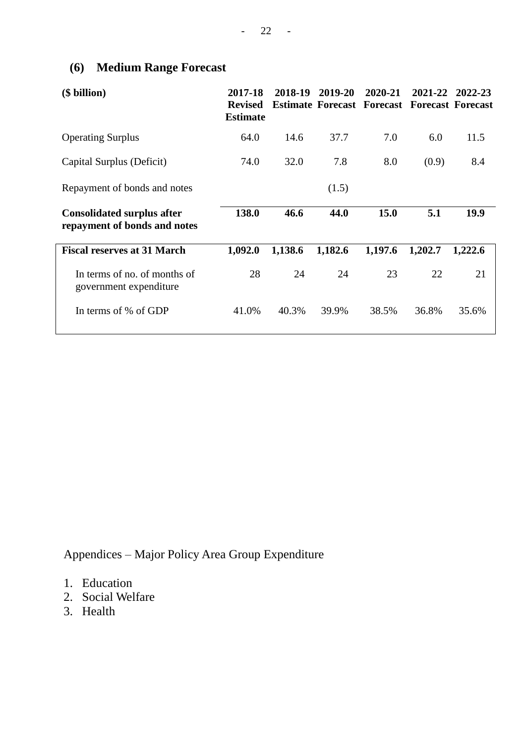## (6) Medium Range Forecast

| ($ billion) | 2017-18 Revised Estimate | 2018-19 Estimate | 2019-20 Forecast | 2020-21 Forecast | 2021-22 Forecast | 2022-23 Forecast |
|---|---|---|---|---|---|---|
| Operating Surplus | 64.0 | 14.6 | 37.7 | 7.0 | 6.0 | 11.5 |
| Capital Surplus (Deficit) | 74.0 | 32.0 | 7.8 | 8.0 | (0.9) | 8.4 |
| Repayment of bonds and notes | | | (1.5) | | | |
| **Consolidated surplus after repayment of bonds and notes** | **138.0** | **46.6** | **44.0** | **15.0** | **5.1** | **19.9** |
| **Fiscal reserves at 31 March** | **1,092.0** | **1,138.6** | **1,182.6** | **1,197.6** | **1,202.7** | **1,222.6** |
| In terms of no. of months of government expenditure | 28 | 24 | 24 | 23 | 22 | 21 |
| In terms of % of GDP | 41.0% | 40.3% | 39.9% | 38.5% | 36.8% | 35.6% |

Appendices – Major Policy Area Group Expenditure

1. Education
2. Social Welfare
3. Health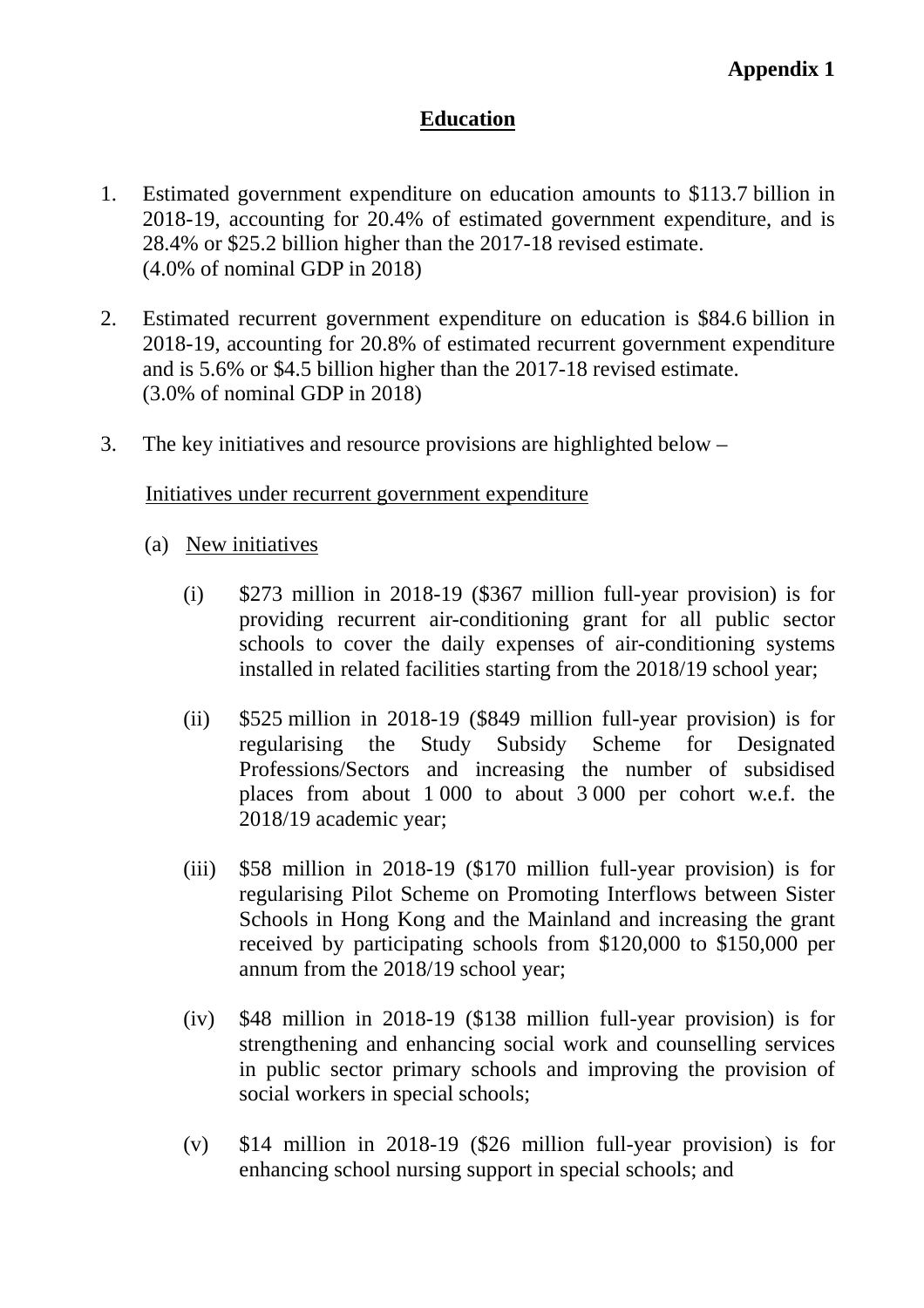**Appendix 1**

## Education

1. Estimated government expenditure on education amounts to $113.7 billion in 2018-19, accounting for 20.4% of estimated government expenditure, and is 28.4% or $25.2 billion higher than the 2017-18 revised estimate.
   (4.0% of nominal GDP in 2018)

2. Estimated recurrent government expenditure on education is $84.6 billion in 2018-19, accounting for 20.8% of estimated recurrent government expenditure and is 5.6% or $4.5 billion higher than the 2017-18 revised estimate.
   (3.0% of nominal GDP in 2018)

3. The key initiatives and resource provisions are highlighted below –

   Initiatives under recurrent government expenditure

   (a) New initiatives

      (i) $273 million in 2018-19 ($367 million full-year provision) is for providing recurrent air-conditioning grant for all public sector schools to cover the daily expenses of air-conditioning systems installed in related facilities starting from the 2018/19 school year;

      (ii) $525 million in 2018-19 ($849 million full-year provision) is for regularising the Study Subsidy Scheme for Designated Professions/Sectors and increasing the number of subsidised places from about 1 000 to about 3 000 per cohort w.e.f. the 2018/19 academic year;

      (iii) $58 million in 2018-19 ($170 million full-year provision) is for regularising Pilot Scheme on Promoting Interflows between Sister Schools in Hong Kong and the Mainland and increasing the grant received by participating schools from $120,000 to $150,000 per annum from the 2018/19 school year;

      (iv) $48 million in 2018-19 ($138 million full-year provision) is for strengthening and enhancing social work and counselling services in public sector primary schools and improving the provision of social workers in special schools;

      (v) $14 million in 2018-19 ($26 million full-year provision) is for enhancing school nursing support in special schools; and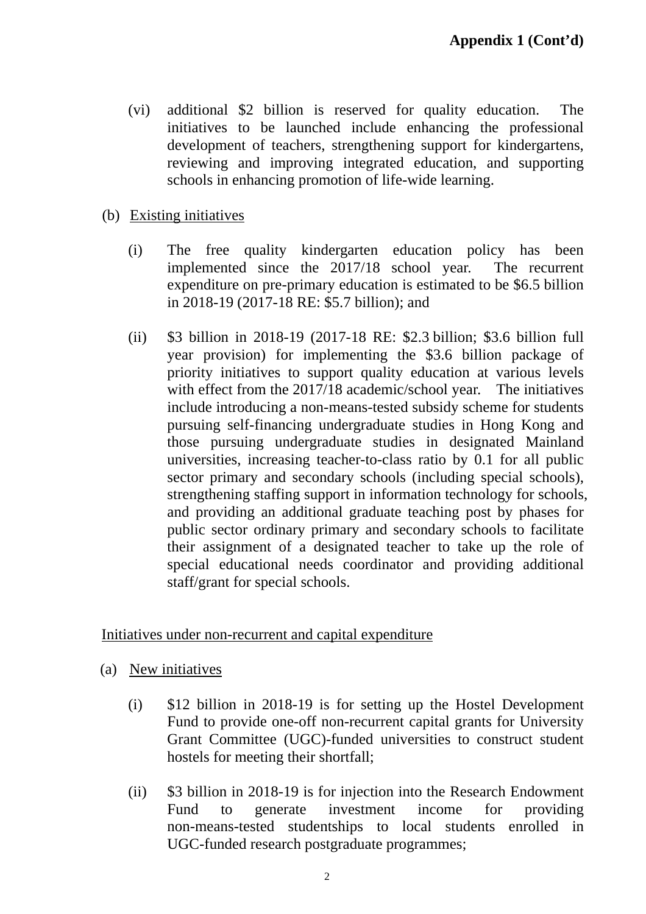**Appendix 1 (Cont'd)**

(vi) additional $2 billion is reserved for quality education. The initiatives to be launched include enhancing the professional development of teachers, strengthening support for kindergartens, reviewing and improving integrated education, and supporting schools in enhancing promotion of life-wide learning.

(b) <u>Existing initiatives</u>

(i) The free quality kindergarten education policy has been implemented since the 2017/18 school year. The recurrent expenditure on pre-primary education is estimated to be $6.5 billion in 2018-19 (2017-18 RE: $5.7 billion); and

(ii) $3 billion in 2018-19 (2017-18 RE: $2.3 billion; $3.6 billion full year provision) for implementing the $3.6 billion package of priority initiatives to support quality education at various levels with effect from the 2017/18 academic/school year. The initiatives include introducing a non-means-tested subsidy scheme for students pursuing self-financing undergraduate studies in Hong Kong and those pursuing undergraduate studies in designated Mainland universities, increasing teacher-to-class ratio by 0.1 for all public sector primary and secondary schools (including special schools), strengthening staffing support in information technology for schools, and providing an additional graduate teaching post by phases for public sector ordinary primary and secondary schools to facilitate their assignment of a designated teacher to take up the role of special educational needs coordinator and providing additional staff/grant for special schools.

<u>Initiatives under non-recurrent and capital expenditure</u>

(a) <u>New initiatives</u>

(i) $12 billion in 2018-19 is for setting up the Hostel Development Fund to provide one-off non-recurrent capital grants for University Grant Committee (UGC)-funded universities to construct student hostels for meeting their shortfall;

(ii) $3 billion in 2018-19 is for injection into the Research Endowment Fund to generate investment income for providing non-means-tested studentships to local students enrolled in UGC-funded research postgraduate programmes;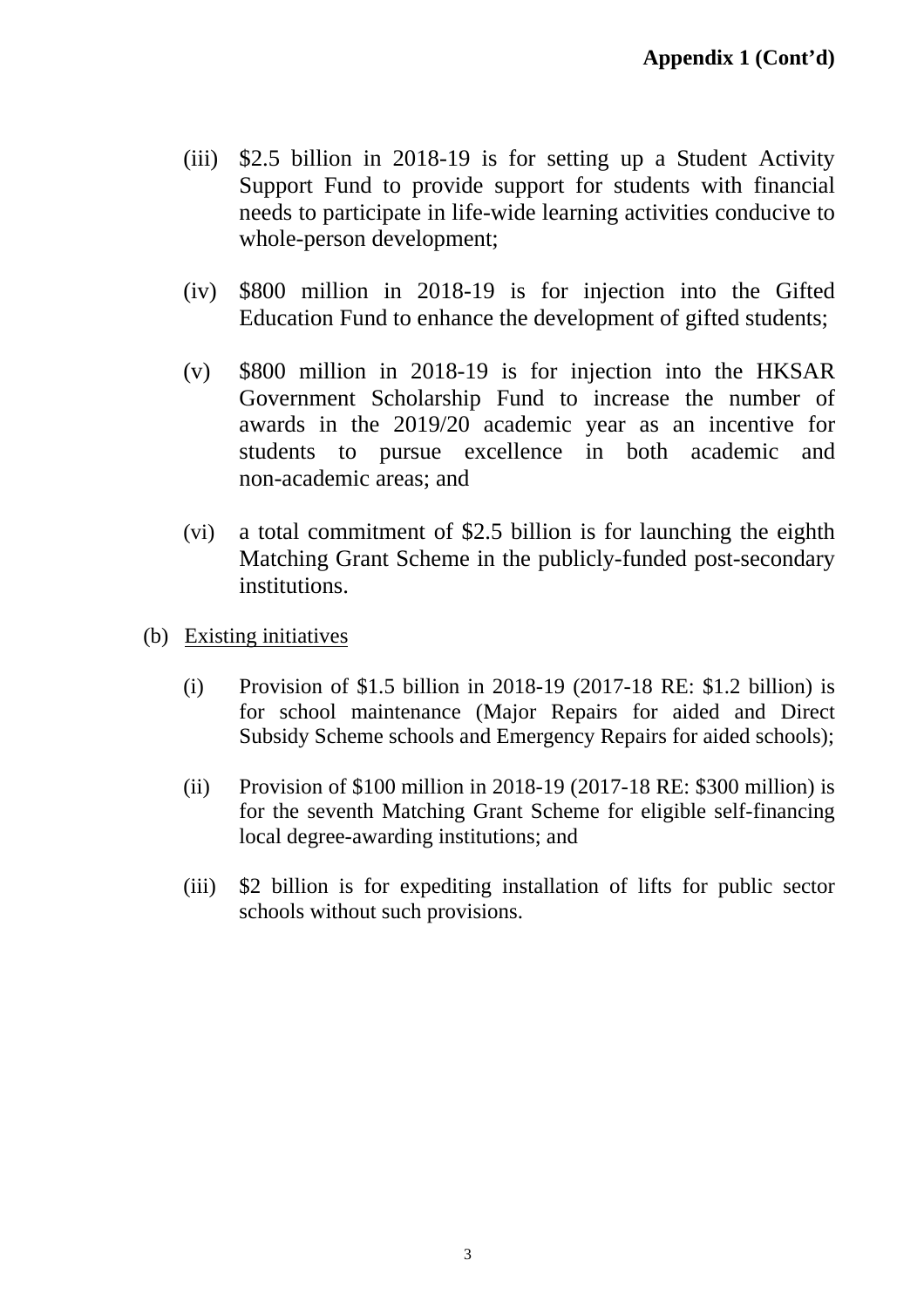**Appendix 1 (Cont'd)**

(iii) $2.5 billion in 2018-19 is for setting up a Student Activity Support Fund to provide support for students with financial needs to participate in life-wide learning activities conducive to whole-person development;

(iv) $800 million in 2018-19 is for injection into the Gifted Education Fund to enhance the development of gifted students;

(v) $800 million in 2018-19 is for injection into the HKSAR Government Scholarship Fund to increase the number of awards in the 2019/20 academic year as an incentive for students to pursue excellence in both academic and non-academic areas; and

(vi) a total commitment of $2.5 billion is for launching the eighth Matching Grant Scheme in the publicly-funded post-secondary institutions.

(b) <u>Existing initiatives</u>

(i) Provision of $1.5 billion in 2018-19 (2017-18 RE: $1.2 billion) is for school maintenance (Major Repairs for aided and Direct Subsidy Scheme schools and Emergency Repairs for aided schools);

(ii) Provision of $100 million in 2018-19 (2017-18 RE: $300 million) is for the seventh Matching Grant Scheme for eligible self-financing local degree-awarding institutions; and

(iii) $2 billion is for expediting installation of lifts for public sector schools without such provisions.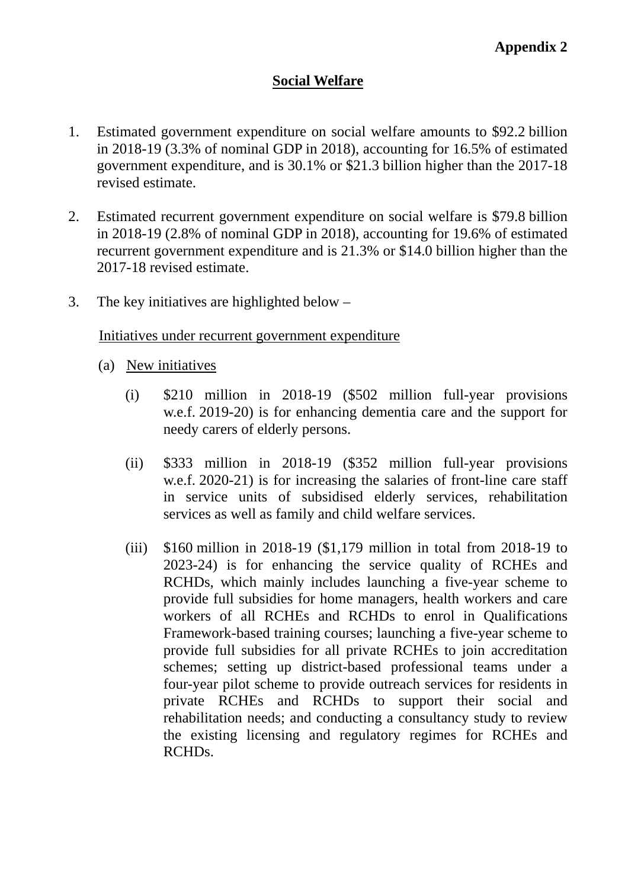**Appendix 2**

## Social Welfare

1. Estimated government expenditure on social welfare amounts to $92.2 billion in 2018-19 (3.3% of nominal GDP in 2018), accounting for 16.5% of estimated government expenditure, and is 30.1% or $21.3 billion higher than the 2017-18 revised estimate.

2. Estimated recurrent government expenditure on social welfare is $79.8 billion in 2018-19 (2.8% of nominal GDP in 2018), accounting for 19.6% of estimated recurrent government expenditure and is 21.3% or $14.0 billion higher than the 2017-18 revised estimate.

3. The key initiatives are highlighted below –

   Initiatives under recurrent government expenditure

   (a) New initiatives

      (i) $210 million in 2018-19 ($502 million full-year provisions w.e.f. 2019-20) is for enhancing dementia care and the support for needy carers of elderly persons.

      (ii) $333 million in 2018-19 ($352 million full-year provisions w.e.f. 2020-21) is for increasing the salaries of front-line care staff in service units of subsidised elderly services, rehabilitation services as well as family and child welfare services.

      (iii) $160 million in 2018-19 ($1,179 million in total from 2018-19 to 2023-24) is for enhancing the service quality of RCHEs and RCHDs, which mainly includes launching a five-year scheme to provide full subsidies for home managers, health workers and care workers of all RCHEs and RCHDs to enrol in Qualifications Framework-based training courses; launching a five-year scheme to provide full subsidies for all private RCHEs to join accreditation schemes; setting up district-based professional teams under a four-year pilot scheme to provide outreach services for residents in private RCHEs and RCHDs to support their social and rehabilitation needs; and conducting a consultancy study to review the existing licensing and regulatory regimes for RCHEs and RCHDs.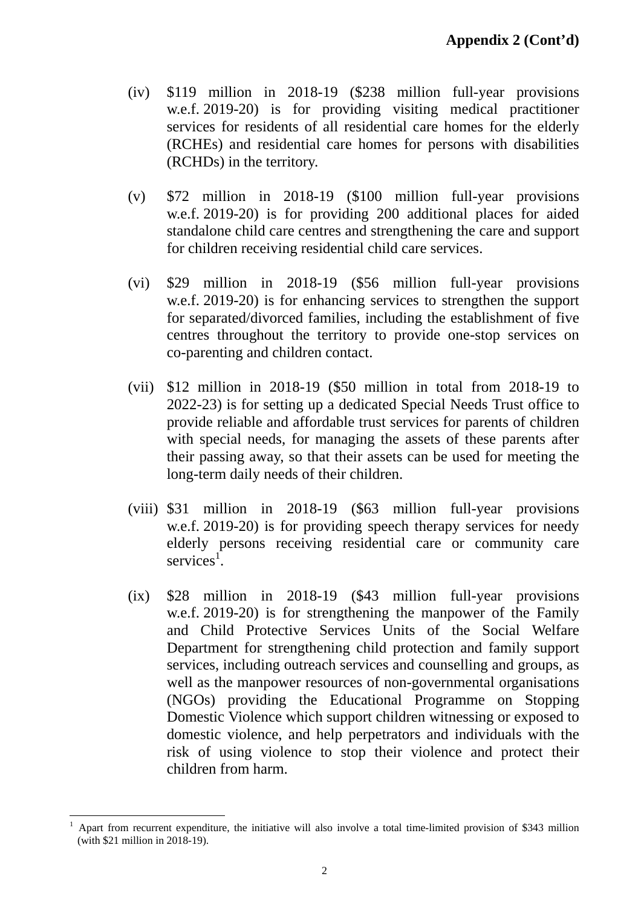**Appendix 2 (Cont'd)**

(iv) $119 million in 2018-19 ($238 million full-year provisions w.e.f. 2019-20) is for providing visiting medical practitioner services for residents of all residential care homes for the elderly (RCHEs) and residential care homes for persons with disabilities (RCHDs) in the territory.

(v) $72 million in 2018-19 ($100 million full-year provisions w.e.f. 2019-20) is for providing 200 additional places for aided standalone child care centres and strengthening the care and support for children receiving residential child care services.

(vi) $29 million in 2018-19 ($56 million full-year provisions w.e.f. 2019-20) is for enhancing services to strengthen the support for separated/divorced families, including the establishment of five centres throughout the territory to provide one-stop services on co-parenting and children contact.

(vii) $12 million in 2018-19 ($50 million in total from 2018-19 to 2022-23) is for setting up a dedicated Special Needs Trust office to provide reliable and affordable trust services for parents of children with special needs, for managing the assets of these parents after their passing away, so that their assets can be used for meeting the long-term daily needs of their children.

(viii) $31 million in 2018-19 ($63 million full-year provisions w.e.f. 2019-20) is for providing speech therapy services for needy elderly persons receiving residential care or community care services[1].

(ix) $28 million in 2018-19 ($43 million full-year provisions w.e.f. 2019-20) is for strengthening the manpower of the Family and Child Protective Services Units of the Social Welfare Department for strengthening child protection and family support services, including outreach services and counselling and groups, as well as the manpower resources of non-governmental organisations (NGOs) providing the Educational Programme on Stopping Domestic Violence which support children witnessing or exposed to domestic violence, and help perpetrators and individuals with the risk of using violence to stop their violence and protect their children from harm.

---

[1] Apart from recurrent expenditure, the initiative will also involve a total time-limited provision of $343 million (with $21 million in 2018-19).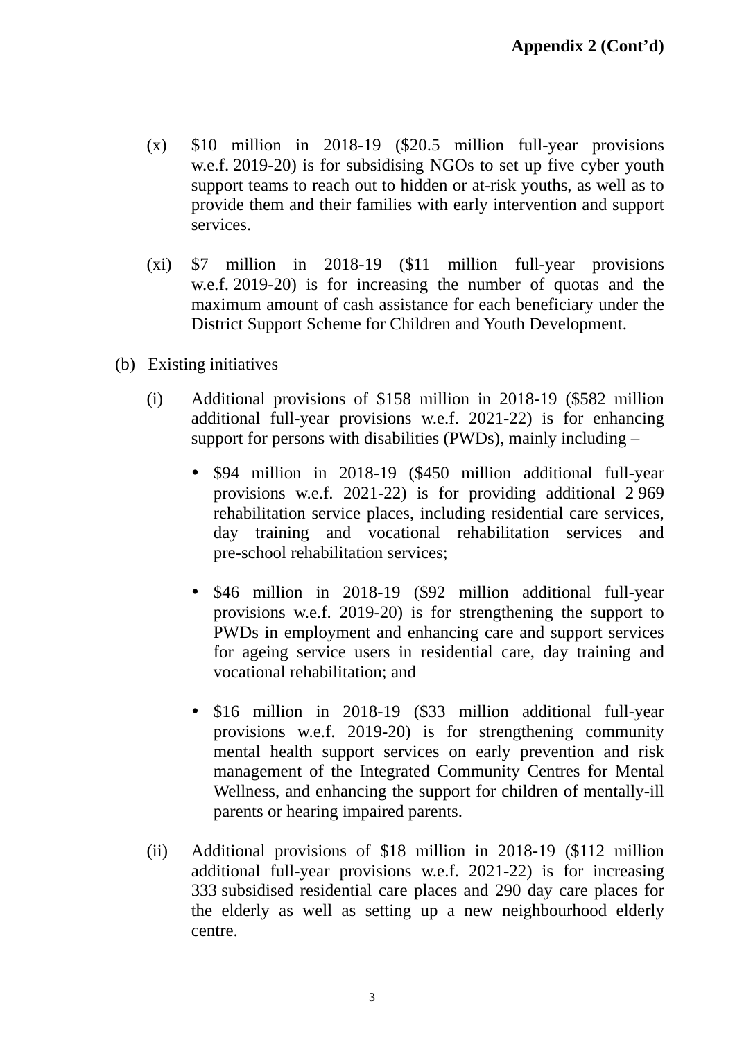**Appendix 2 (Cont'd)**

(x) $10 million in 2018-19 ($20.5 million full-year provisions w.e.f. 2019-20) is for subsidising NGOs to set up five cyber youth support teams to reach out to hidden or at-risk youths, as well as to provide them and their families with early intervention and support services.

(xi) $7 million in 2018-19 ($11 million full-year provisions w.e.f. 2019-20) is for increasing the number of quotas and the maximum amount of cash assistance for each beneficiary under the District Support Scheme for Children and Youth Development.

(b) <u>Existing initiatives</u>

(i) Additional provisions of $158 million in 2018-19 ($582 million additional full-year provisions w.e.f. 2021-22) is for enhancing support for persons with disabilities (PWDs), mainly including –

- $94 million in 2018-19 ($450 million additional full-year provisions w.e.f. 2021-22) is for providing additional 2 969 rehabilitation service places, including residential care services, day training and vocational rehabilitation services and pre-school rehabilitation services;

- $46 million in 2018-19 ($92 million additional full-year provisions w.e.f. 2019-20) is for strengthening the support to PWDs in employment and enhancing care and support services for ageing service users in residential care, day training and vocational rehabilitation; and

- $16 million in 2018-19 ($33 million additional full-year provisions w.e.f. 2019-20) is for strengthening community mental health support services on early prevention and risk management of the Integrated Community Centres for Mental Wellness, and enhancing the support for children of mentally-ill parents or hearing impaired parents.

(ii) Additional provisions of $18 million in 2018-19 ($112 million additional full-year provisions w.e.f. 2021-22) is for increasing 333 subsidised residential care places and 290 day care places for the elderly as well as setting up a new neighbourhood elderly centre.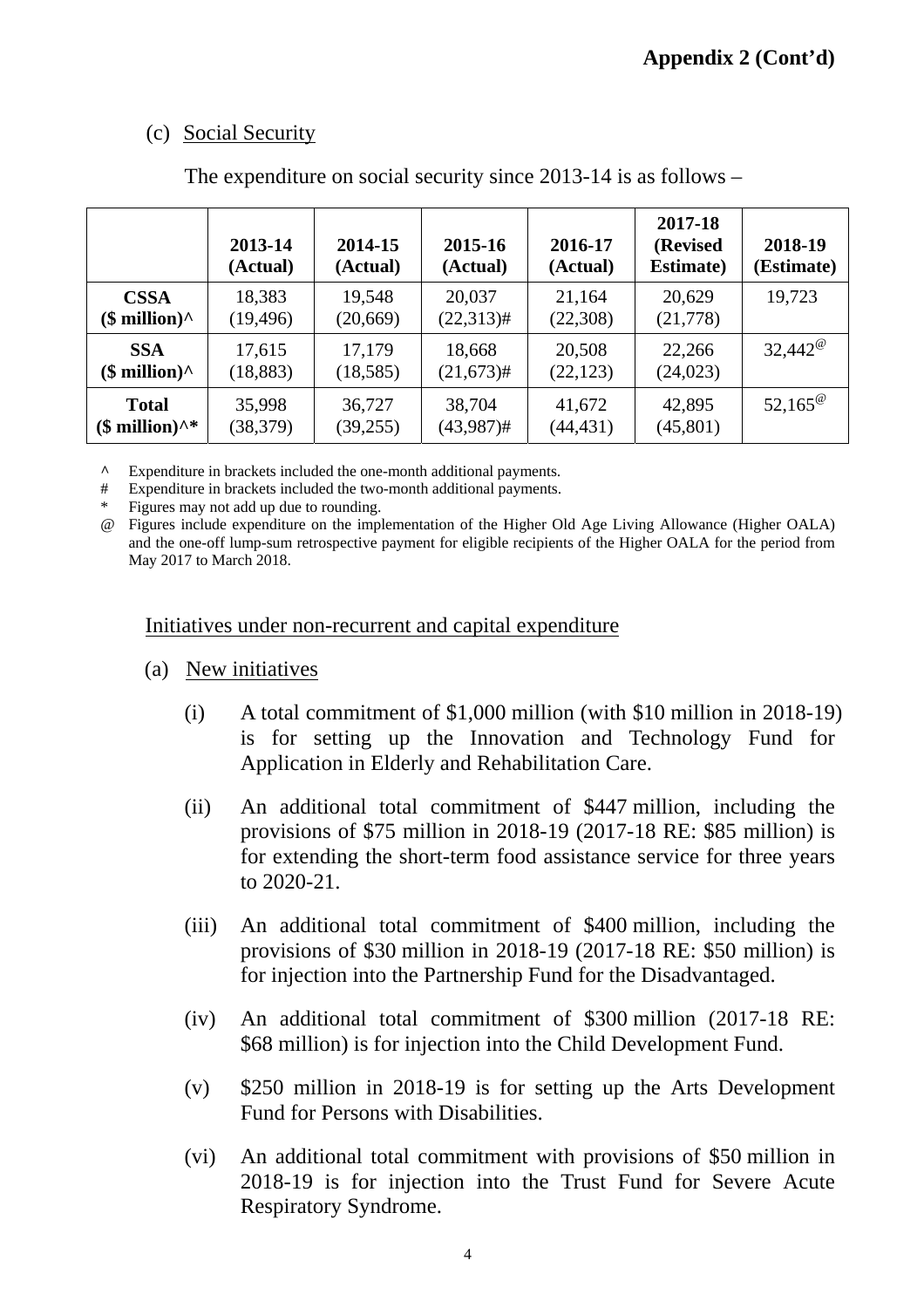**Appendix 2 (Cont'd)**

(c) Social Security

The expenditure on social security since 2013-14 is as follows –

| | 2013-14 (Actual) | 2014-15 (Actual) | 2015-16 (Actual) | 2016-17 (Actual) | 2017-18 (Revised Estimate) | 2018-19 (Estimate) |
|---|---|---|---|---|---|---|
| **CSSA ($ million)^** | 18,383 (19,496) | 19,548 (20,669) | 20,037 (22,313)# | 21,164 (22,308) | 20,629 (21,778) | 19,723 |
| **SSA ($ million)^** | 17,615 (18,883) | 17,179 (18,585) | 18,668 (21,673)# | 20,508 (22,123) | 22,266 (24,023) | 32,442[@] |
| **Total ($ million)^*** | 35,998 (38,379) | 36,727 (39,255) | 38,704 (43,987)# | 41,672 (44,431) | 42,895 (45,801) | 52,165[@] |

^ Expenditure in brackets included the one-month additional payments.
# Expenditure in brackets included the two-month additional payments.
* Figures may not add up due to rounding.
@ Figures include expenditure on the implementation of the Higher Old Age Living Allowance (Higher OALA) and the one-off lump-sum retrospective payment for eligible recipients of the Higher OALA for the period from May 2017 to March 2018.

Initiatives under non-recurrent and capital expenditure

(a) New initiatives

(i) A total commitment of $1,000 million (with $10 million in 2018-19) is for setting up the Innovation and Technology Fund for Application in Elderly and Rehabilitation Care.

(ii) An additional total commitment of $447 million, including the provisions of $75 million in 2018-19 (2017-18 RE: $85 million) is for extending the short-term food assistance service for three years to 2020-21.

(iii) An additional total commitment of $400 million, including the provisions of $30 million in 2018-19 (2017-18 RE: $50 million) is for injection into the Partnership Fund for the Disadvantaged.

(iv) An additional total commitment of $300 million (2017-18 RE: $68 million) is for injection into the Child Development Fund.

(v) $250 million in 2018-19 is for setting up the Arts Development Fund for Persons with Disabilities.

(vi) An additional total commitment with provisions of $50 million in 2018-19 is for injection into the Trust Fund for Severe Acute Respiratory Syndrome.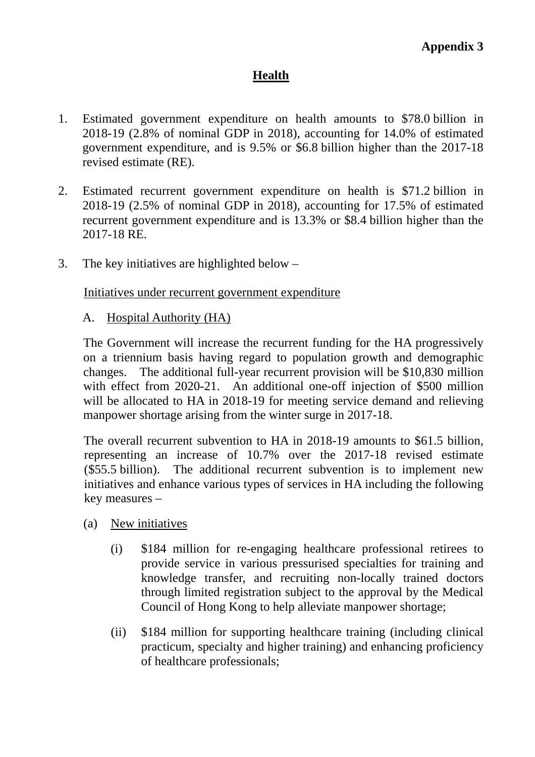**Appendix 3**

# Health

1. Estimated government expenditure on health amounts to $78.0 billion in 2018-19 (2.8% of nominal GDP in 2018), accounting for 14.0% of estimated government expenditure, and is 9.5% or $6.8 billion higher than the 2017-18 revised estimate (RE).

2. Estimated recurrent government expenditure on health is $71.2 billion in 2018-19 (2.5% of nominal GDP in 2018), accounting for 17.5% of estimated recurrent government expenditure and is 13.3% or $8.4 billion higher than the 2017-18 RE.

3. The key initiatives are highlighted below –

   Initiatives under recurrent government expenditure

   A. Hospital Authority (HA)

   The Government will increase the recurrent funding for the HA progressively on a triennium basis having regard to population growth and demographic changes. The additional full-year recurrent provision will be $10,830 million with effect from 2020-21. An additional one-off injection of $500 million will be allocated to HA in 2018-19 for meeting service demand and relieving manpower shortage arising from the winter surge in 2017-18.

   The overall recurrent subvention to HA in 2018-19 amounts to $61.5 billion, representing an increase of 10.7% over the 2017-18 revised estimate ($55.5 billion). The additional recurrent subvention is to implement new initiatives and enhance various types of services in HA including the following key measures –

   (a) New initiatives

      (i) $184 million for re-engaging healthcare professional retirees to provide service in various pressurised specialties for training and knowledge transfer, and recruiting non-locally trained doctors through limited registration subject to the approval by the Medical Council of Hong Kong to help alleviate manpower shortage;

      (ii) $184 million for supporting healthcare training (including clinical practicum, specialty and higher training) and enhancing proficiency of healthcare professionals;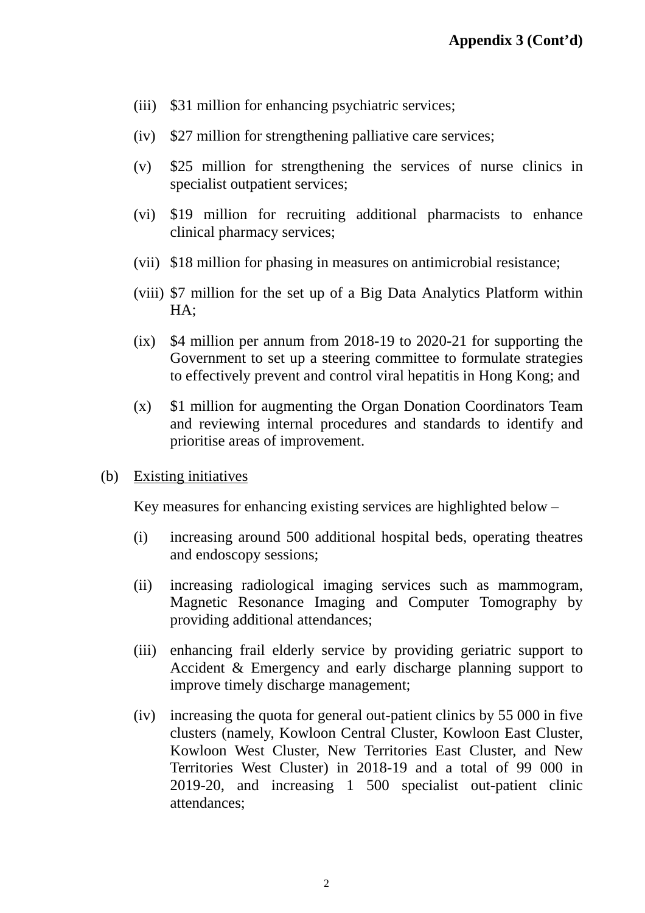**Appendix 3 (Cont'd)**

(iii) $31 million for enhancing psychiatric services;

(iv) $27 million for strengthening palliative care services;

(v) $25 million for strengthening the services of nurse clinics in specialist outpatient services;

(vi) $19 million for recruiting additional pharmacists to enhance clinical pharmacy services;

(vii) $18 million for phasing in measures on antimicrobial resistance;

(viii) $7 million for the set up of a Big Data Analytics Platform within HA;

(ix) $4 million per annum from 2018-19 to 2020-21 for supporting the Government to set up a steering committee to formulate strategies to effectively prevent and control viral hepatitis in Hong Kong; and

(x) $1 million for augmenting the Organ Donation Coordinators Team and reviewing internal procedures and standards to identify and prioritise areas of improvement.

(b) <u>Existing initiatives</u>

Key measures for enhancing existing services are highlighted below –

(i) increasing around 500 additional hospital beds, operating theatres and endoscopy sessions;

(ii) increasing radiological imaging services such as mammogram, Magnetic Resonance Imaging and Computer Tomography by providing additional attendances;

(iii) enhancing frail elderly service by providing geriatric support to Accident & Emergency and early discharge planning support to improve timely discharge management;

(iv) increasing the quota for general out-patient clinics by 55 000 in five clusters (namely, Kowloon Central Cluster, Kowloon East Cluster, Kowloon West Cluster, New Territories East Cluster, and New Territories West Cluster) in 2018-19 and a total of 99 000 in 2019-20, and increasing 1 500 specialist out-patient clinic attendances;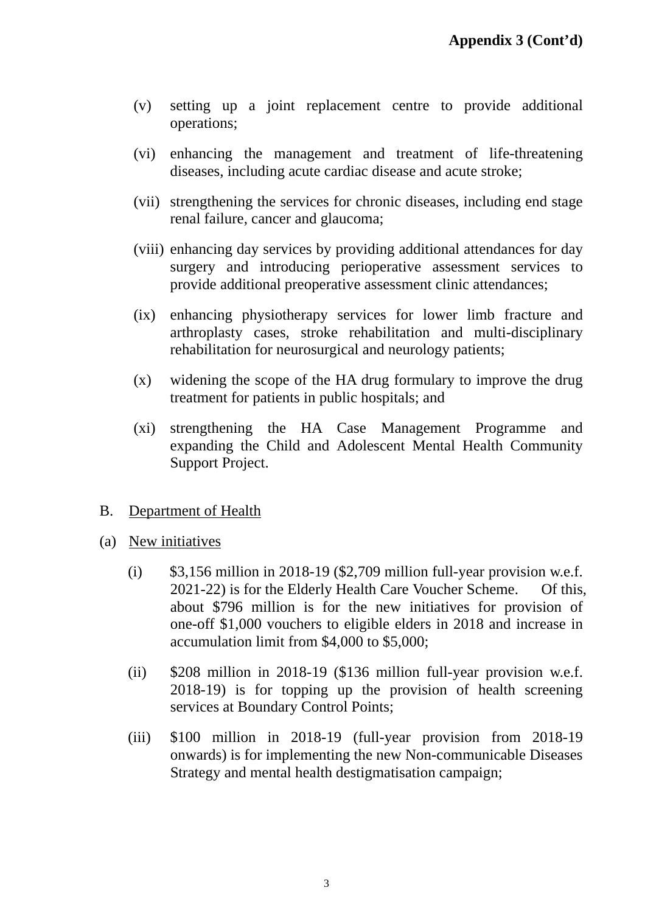**Appendix 3 (Cont'd)**

(v) setting up a joint replacement centre to provide additional operations;

(vi) enhancing the management and treatment of life-threatening diseases, including acute cardiac disease and acute stroke;

(vii) strengthening the services for chronic diseases, including end stage renal failure, cancer and glaucoma;

(viii) enhancing day services by providing additional attendances for day surgery and introducing perioperative assessment services to provide additional preoperative assessment clinic attendances;

(ix) enhancing physiotherapy services for lower limb fracture and arthroplasty cases, stroke rehabilitation and multi-disciplinary rehabilitation for neurosurgical and neurology patients;

(x) widening the scope of the HA drug formulary to improve the drug treatment for patients in public hospitals; and

(xi) strengthening the HA Case Management Programme and expanding the Child and Adolescent Mental Health Community Support Project.

B. <u>Department of Health</u>

(a) <u>New initiatives</u>

(i) $3,156 million in 2018-19 ($2,709 million full-year provision w.e.f. 2021-22) is for the Elderly Health Care Voucher Scheme. Of this, about $796 million is for the new initiatives for provision of one-off $1,000 vouchers to eligible elders in 2018 and increase in accumulation limit from $4,000 to $5,000;

(ii) $208 million in 2018-19 ($136 million full-year provision w.e.f. 2018-19) is for topping up the provision of health screening services at Boundary Control Points;

(iii) $100 million in 2018-19 (full-year provision from 2018-19 onwards) is for implementing the new Non-communicable Diseases Strategy and mental health destigmatisation campaign;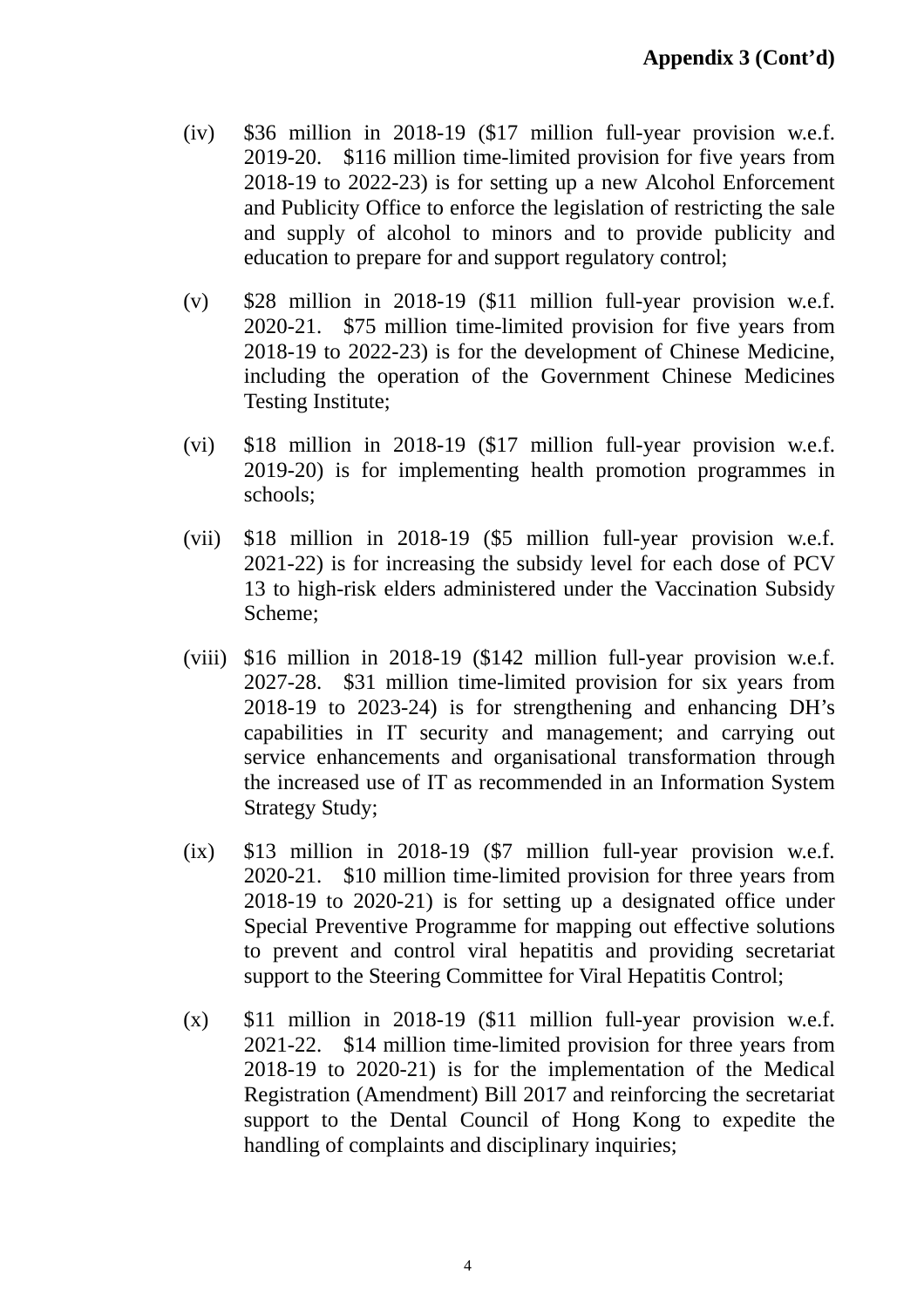**Appendix 3 (Cont'd)**

(iv) $36 million in 2018-19 ($17 million full-year provision w.e.f. 2019-20. $116 million time-limited provision for five years from 2018-19 to 2022-23) is for setting up a new Alcohol Enforcement and Publicity Office to enforce the legislation of restricting the sale and supply of alcohol to minors and to provide publicity and education to prepare for and support regulatory control;

(v) $28 million in 2018-19 ($11 million full-year provision w.e.f. 2020-21. $75 million time-limited provision for five years from 2018-19 to 2022-23) is for the development of Chinese Medicine, including the operation of the Government Chinese Medicines Testing Institute;

(vi) $18 million in 2018-19 ($17 million full-year provision w.e.f. 2019-20) is for implementing health promotion programmes in schools;

(vii) $18 million in 2018-19 ($5 million full-year provision w.e.f. 2021-22) is for increasing the subsidy level for each dose of PCV 13 to high-risk elders administered under the Vaccination Subsidy Scheme;

(viii) $16 million in 2018-19 ($142 million full-year provision w.e.f. 2027-28. $31 million time-limited provision for six years from 2018-19 to 2023-24) is for strengthening and enhancing DH's capabilities in IT security and management; and carrying out service enhancements and organisational transformation through the increased use of IT as recommended in an Information System Strategy Study;

(ix) $13 million in 2018-19 ($7 million full-year provision w.e.f. 2020-21. $10 million time-limited provision for three years from 2018-19 to 2020-21) is for setting up a designated office under Special Preventive Programme for mapping out effective solutions to prevent and control viral hepatitis and providing secretariat support to the Steering Committee for Viral Hepatitis Control;

(x) $11 million in 2018-19 ($11 million full-year provision w.e.f. 2021-22. $14 million time-limited provision for three years from 2018-19 to 2020-21) is for the implementation of the Medical Registration (Amendment) Bill 2017 and reinforcing the secretariat support to the Dental Council of Hong Kong to expedite the handling of complaints and disciplinary inquiries;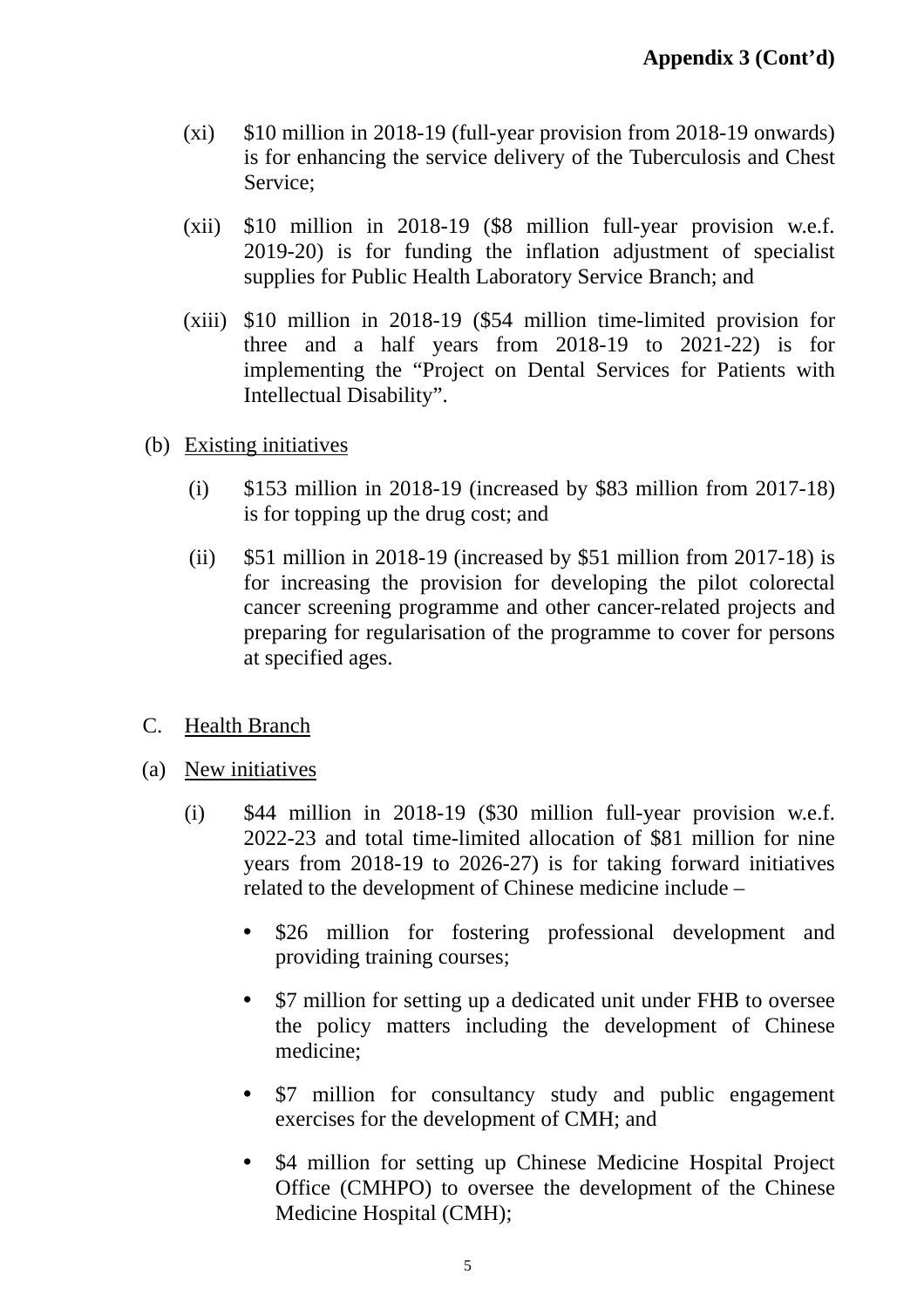**Appendix 3 (Cont'd)**

(xi) $10 million in 2018-19 (full-year provision from 2018-19 onwards) is for enhancing the service delivery of the Tuberculosis and Chest Service;

(xii) $10 million in 2018-19 ($8 million full-year provision w.e.f. 2019-20) is for funding the inflation adjustment of specialist supplies for Public Health Laboratory Service Branch; and

(xiii) $10 million in 2018-19 ($54 million time-limited provision for three and a half years from 2018-19 to 2021-22) is for implementing the "Project on Dental Services for Patients with Intellectual Disability".

(b) Existing initiatives

(i) $153 million in 2018-19 (increased by $83 million from 2017-18) is for topping up the drug cost; and

(ii) $51 million in 2018-19 (increased by $51 million from 2017-18) is for increasing the provision for developing the pilot colorectal cancer screening programme and other cancer-related projects and preparing for regularisation of the programme to cover for persons at specified ages.

C. Health Branch

(a) New initiatives

(i) $44 million in 2018-19 ($30 million full-year provision w.e.f. 2022-23 and total time-limited allocation of $81 million for nine years from 2018-19 to 2026-27) is for taking forward initiatives related to the development of Chinese medicine include –

- $26 million for fostering professional development and providing training courses;
- $7 million for setting up a dedicated unit under FHB to oversee the policy matters including the development of Chinese medicine;
- $7 million for consultancy study and public engagement exercises for the development of CMH; and
- $4 million for setting up Chinese Medicine Hospital Project Office (CMHPO) to oversee the development of the Chinese Medicine Hospital (CMH);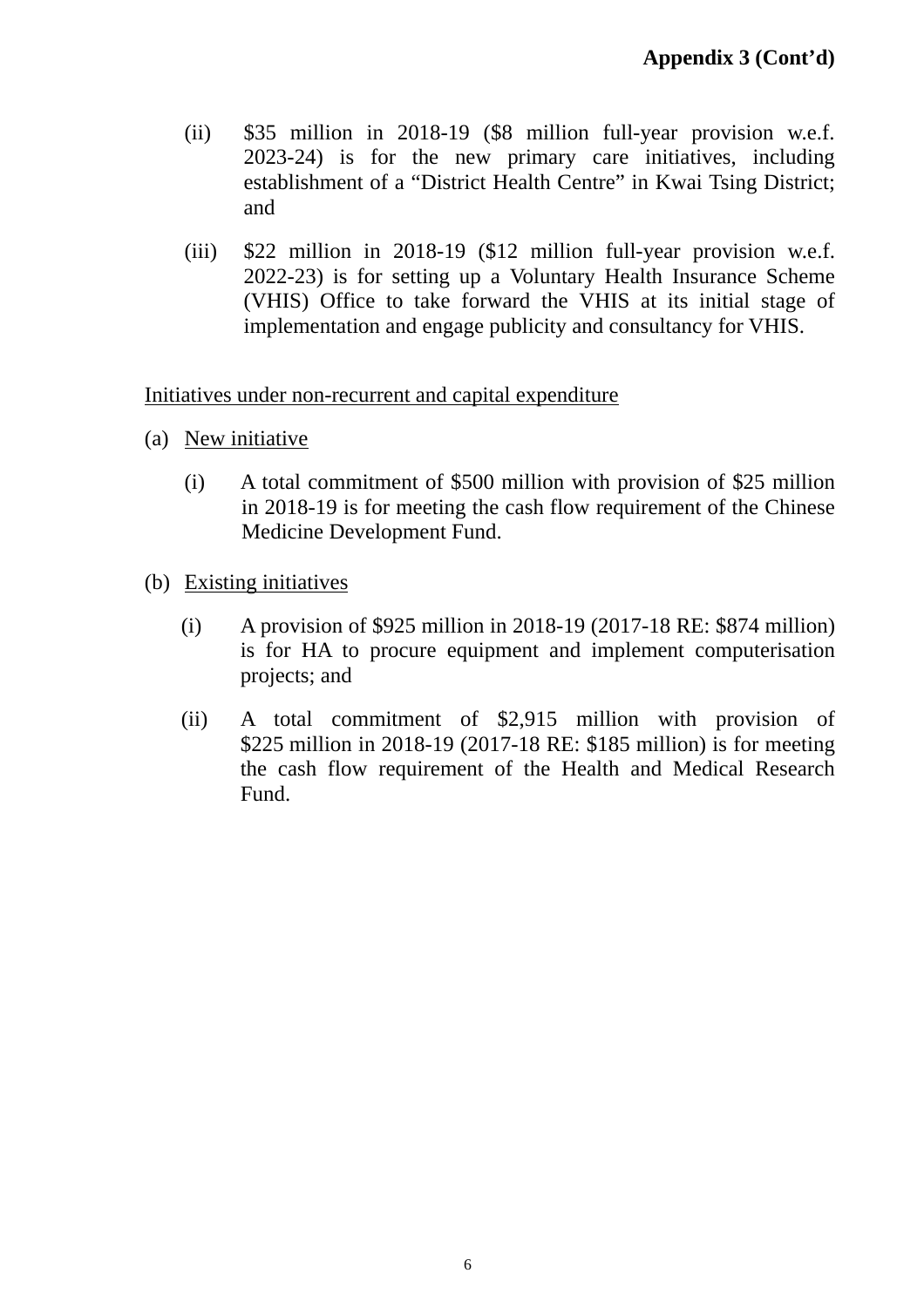**Appendix 3 (Cont'd)**

(ii) $35 million in 2018-19 ($8 million full-year provision w.e.f. 2023-24) is for the new primary care initiatives, including establishment of a "District Health Centre" in Kwai Tsing District; and

(iii) $22 million in 2018-19 ($12 million full-year provision w.e.f. 2022-23) is for setting up a Voluntary Health Insurance Scheme (VHIS) Office to take forward the VHIS at its initial stage of implementation and engage publicity and consultancy for VHIS.

<u>Initiatives under non-recurrent and capital expenditure</u>

(a) <u>New initiative</u>

(i) A total commitment of $500 million with provision of $25 million in 2018-19 is for meeting the cash flow requirement of the Chinese Medicine Development Fund.

(b) <u>Existing initiatives</u>

(i) A provision of $925 million in 2018-19 (2017-18 RE: $874 million) is for HA to procure equipment and implement computerisation projects; and

(ii) A total commitment of $2,915 million with provision of $225 million in 2018-19 (2017-18 RE: $185 million) is for meeting the cash flow requirement of the Health and Medical Research Fund.